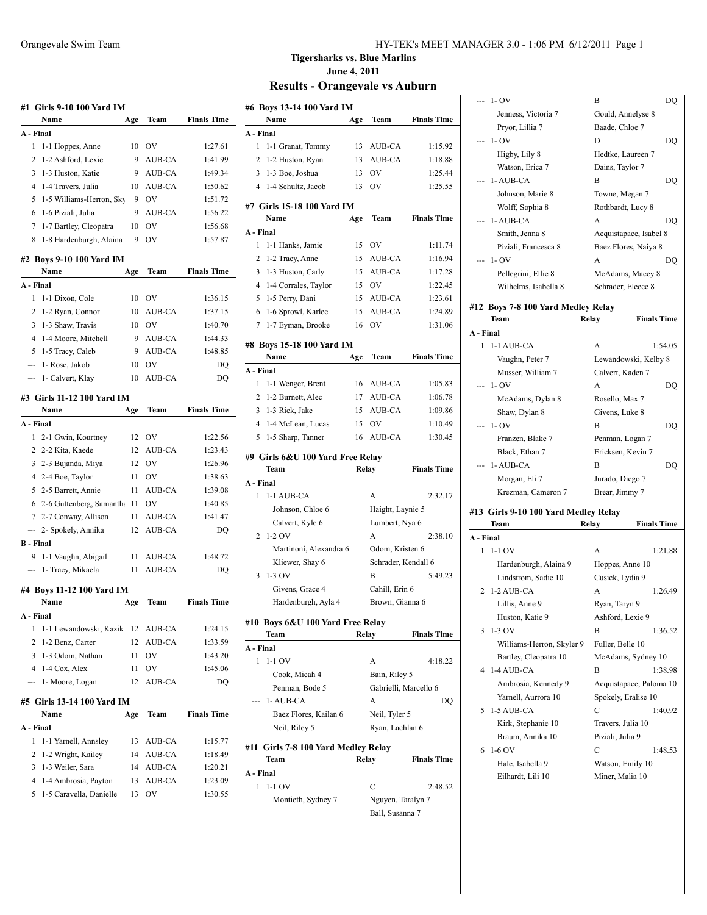# Tigersharks vs. Blue Marlins

**June 4, 2011**

## Results - Orangevale vs Auburn

### #1 Girls 9-10 100 Yard IM

| | Name | Age | Team | Finals Time |
|---|---|---|---|---|
| **A - Final** | | | | |
| 1 | 1-1 Hoppes, Anne | 10 | OV | 1:27.61 |
| 2 | 1-2 Ashford, Lexie | 9 | AUB-CA | 1:41.99 |
| 3 | 1-3 Huston, Katie | 9 | AUB-CA | 1:49.34 |
| 4 | 1-4 Travers, Julia | 10 | AUB-CA | 1:50.62 |
| 5 | 1-5 Williams-Herron, Sky | 9 | OV | 1:51.72 |
| 6 | 1-6 Piziali, Julia | 9 | AUB-CA | 1:56.22 |
| 7 | 1-7 Bartley, Cleopatra | 10 | OV | 1:56.68 |
| 8 | 1-8 Hardenburgh, Alaina | 9 | OV | 1:57.87 |

### #2 Boys 9-10 100 Yard IM

| | Name | Age | Team | Finals Time |
|---|---|---|---|---|
| **A - Final** | | | | |
| 1 | 1-1 Dixon, Cole | 10 | OV | 1:36.15 |
| 2 | 1-2 Ryan, Connor | 10 | AUB-CA | 1:37.15 |
| 3 | 1-3 Shaw, Travis | 10 | OV | 1:40.70 |
| 4 | 1-4 Moore, Mitchell | 9 | AUB-CA | 1:44.33 |
| 5 | 1-5 Tracy, Caleb | 9 | AUB-CA | 1:48.85 |
| --- | 1- Rose, Jakob | 10 | OV | DQ |
| --- | 1- Calvert, Klay | 10 | AUB-CA | DQ |

### #3 Girls 11-12 100 Yard IM

| | Name | Age | Team | Finals Time |
|---|---|---|---|---|
| **A - Final** | | | | |
| 1 | 2-1 Gwin, Kourtney | 12 | OV | 1:22.56 |
| 2 | 2-2 Kita, Kaede | 12 | AUB-CA | 1:23.43 |
| 3 | 2-3 Bujanda, Miya | 12 | OV | 1:26.96 |
| 4 | 2-4 Boe, Taylor | 11 | OV | 1:38.63 |
| 5 | 2-5 Barrett, Annie | 11 | AUB-CA | 1:39.08 |
| 6 | 2-6 Guttenberg, Samantha | 11 | OV | 1:40.85 |
| 7 | 2-7 Conway, Allison | 11 | AUB-CA | 1:41.47 |
| --- | 2- Spokely, Annika | 12 | AUB-CA | DQ |
| **B - Final** | | | | |
| 9 | 1-1 Vaughn, Abigail | 11 | AUB-CA | 1:48.72 |
| --- | 1- Tracy, Mikaela | 11 | AUB-CA | DQ |

### #4 Boys 11-12 100 Yard IM

| | Name | Age | Team | Finals Time |
|---|---|---|---|---|
| **A - Final** | | | | |
| 1 | 1-1 Lewandowski, Kazik | 12 | AUB-CA | 1:24.15 |
| 2 | 1-2 Benz, Carter | 12 | AUB-CA | 1:33.59 |
| 3 | 1-3 Odom, Nathan | 11 | OV | 1:43.20 |
| 4 | 1-4 Cox, Alex | 11 | OV | 1:45.06 |
| --- | 1- Moore, Logan | 12 | AUB-CA | DQ |

### #5 Girls 13-14 100 Yard IM

| | Name | Age | Team | Finals Time |
|---|---|---|---|---|
| **A - Final** | | | | |
| 1 | 1-1 Yarnell, Annsley | 13 | AUB-CA | 1:15.77 |
| 2 | 1-2 Wright, Kailey | 14 | AUB-CA | 1:18.49 |
| 3 | 1-3 Weiler, Sara | 14 | AUB-CA | 1:20.21 |
| 4 | 1-4 Ambrosia, Payton | 13 | AUB-CA | 1:23.09 |
| 5 | 1-5 Caravella, Danielle | 13 | OV | 1:30.55 |

### #6 Boys 13-14 100 Yard IM

| | Name | Age | Team | Finals Time |
|---|---|---|---|---|
| **A - Final** | | | | |
| 1 | 1-1 Granat, Tommy | 13 | AUB-CA | 1:15.92 |
| 2 | 1-2 Huston, Ryan | 13 | AUB-CA | 1:18.88 |
| 3 | 1-3 Boe, Joshua | 13 | OV | 1:25.44 |
| 4 | 1-4 Schultz, Jacob | 13 | OV | 1:25.55 |

### #7 Girls 15-18 100 Yard IM

| | Name | Age | Team | Finals Time |
|---|---|---|---|---|
| **A - Final** | | | | |
| 1 | 1-1 Hanks, Jamie | 15 | OV | 1:11.74 |
| 2 | 1-2 Tracy, Anne | 15 | AUB-CA | 1:16.94 |
| 3 | 1-3 Huston, Carly | 15 | AUB-CA | 1:17.28 |
| 4 | 1-4 Corrales, Taylor | 15 | OV | 1:22.45 |
| 5 | 1-5 Perry, Dani | 15 | AUB-CA | 1:23.61 |
| 6 | 1-6 Sprowl, Karlee | 15 | AUB-CA | 1:24.89 |
| 7 | 1-7 Eyman, Brooke | 16 | OV | 1:31.06 |

### #8 Boys 15-18 100 Yard IM

| | Name | Age | Team | Finals Time |
|---|---|---|---|---|
| **A - Final** | | | | |
| 1 | 1-1 Wenger, Brent | 16 | AUB-CA | 1:05.83 |
| 2 | 1-2 Burnett, Alec | 17 | AUB-CA | 1:06.78 |
| 3 | 1-3 Rick, Jake | 15 | AUB-CA | 1:09.86 |
| 4 | 1-4 McLean, Lucas | 15 | OV | 1:10.49 |
| 5 | 1-5 Sharp, Tanner | 16 | AUB-CA | 1:30.45 |

### #9 Girls 6&U 100 Yard Free Relay

| | Team | Relay | Finals Time |
|---|---|---|---|
| **A - Final** | | | |
| 1 | 1-1 AUB-CA | A | 2:32.17 |
| | Johnson, Chloe 6 | Haight, Laynie 5 | |
| | Calvert, Kyle 6 | Lumbert, Nya 6 | |
| 2 | 1-2 OV | A | 2:38.10 |
| | Martinoni, Alexandra 6 | Odom, Kristen 6 | |
| | Kliewer, Shay 6 | Schrader, Kendall 6 | |
| 3 | 1-3 OV | B | 5:49.23 |
| | Givens, Grace 4 | Cahill, Erin 6 | |
| | Hardenburgh, Ayla 4 | Brown, Gianna 6 | |

### #10 Boys 6&U 100 Yard Free Relay

| | Team | Relay | Finals Time |
|---|---|---|---|
| **A - Final** | | | |
| 1 | 1-1 OV | A | 4:18.22 |
| | Cook, Micah 4 | Bain, Riley 5 | |
| | Penman, Bode 5 | Gabrielli, Marcello 6 | |
| --- | 1- AUB-CA | A | DQ |
| | Baez Flores, Kailan 6 | Neil, Tyler 5 | |
| | Neil, Riley 5 | Ryan, Lachlan 6 | |

### #11 Girls 7-8 100 Yard Medley Relay

| | Team | Relay | Finals Time |
|---|---|---|---|
| **A - Final** | | | |
| 1 | 1-1 OV | C | 2:48.52 |
| | Montieth, Sydney 7 | Nguyen, Taralyn 7 | |
| | | Ball, Susanna 7 | |
| --- | 1- OV | B | DQ |
| | Jenness, Victoria 7 | Gould, Annelyse 8 | |
| | Pryor, Lillia 7 | Baade, Chloe 7 | |
| --- | 1- OV | D | DQ |
| | Higby, Lily 8 | Hedtke, Laureen 7 | |
| | Watson, Erica 7 | Dains, Taylor 7 | |
| --- | 1- AUB-CA | B | DQ |
| | Johnson, Marie 8 | Towne, Megan 7 | |
| | Wolff, Sophia 8 | Rothbardt, Lucy 8 | |
| --- | 1- AUB-CA | A | DQ |
| | Smith, Jenna 8 | Acquistapace, Isabel 8 | |
| | Piziali, Francesca 8 | Baez Flores, Naiya 8 | |
| --- | 1- OV | A | DQ |
| | Pellegrini, Ellie 8 | McAdams, Macey 8 | |
| | Wilhelms, Isabella 8 | Schrader, Eleece 8 | |

### #12 Boys 7-8 100 Yard Medley Relay

| | Team | Relay | Finals Time |
|---|---|---|---|
| **A - Final** | | | |
| 1 | 1-1 AUB-CA | A | 1:54.05 |
| | Vaughn, Peter 7 | Lewandowski, Kelby 8 | |
| | Musser, William 7 | Calvert, Kaden 7 | |
| --- | 1- OV | A | DQ |
| | McAdams, Dylan 8 | Rosello, Max 7 | |
| | Shaw, Dylan 8 | Givens, Luke 8 | |
| --- | 1- OV | B | DQ |
| | Franzen, Blake 7 | Penman, Logan 7 | |
| | Black, Ethan 7 | Ericksen, Kevin 7 | |
| --- | 1- AUB-CA | B | DQ |
| | Morgan, Eli 7 | Jurado, Diego 7 | |
| | Krezman, Cameron 7 | Brear, Jimmy 7 | |

### #13 Girls 9-10 100 Yard Medley Relay

| | Team | Relay | Finals Time |
|---|---|---|---|
| **A - Final** | | | |
| 1 | 1-1 OV | A | 1:21.88 |
| | Hardenburgh, Alaina 9 | Hoppes, Anne 10 | |
| | Lindstrom, Sadie 10 | Cusick, Lydia 9 | |
| 2 | 1-2 AUB-CA | A | 1:26.49 |
| | Lillis, Anne 9 | Ryan, Taryn 9 | |
| | Huston, Katie 9 | Ashford, Lexie 9 | |
| 3 | 1-3 OV | B | 1:36.52 |
| | Williams-Herron, Skyler 9 | Fuller, Belle 10 | |
| | Bartley, Cleopatra 10 | McAdams, Sydney 10 | |
| 4 | 1-4 AUB-CA | B | 1:38.98 |
| | Ambrosia, Kennedy 9 | Acquistapace, Paloma 10 | |
| | Yarnell, Aurrora 10 | Spokely, Eralise 10 | |
| 5 | 1-5 AUB-CA | C | 1:40.92 |
| | Kirk, Stephanie 10 | Travers, Julia 10 | |
| | Braum, Annika 10 | Piziali, Julia 9 | |
| 6 | 1-6 OV | C | 1:48.53 |
| | Hale, Isabella 9 | Watson, Emily 10 | |
| | Eilhardt, Lili 10 | Miner, Malia 10 | |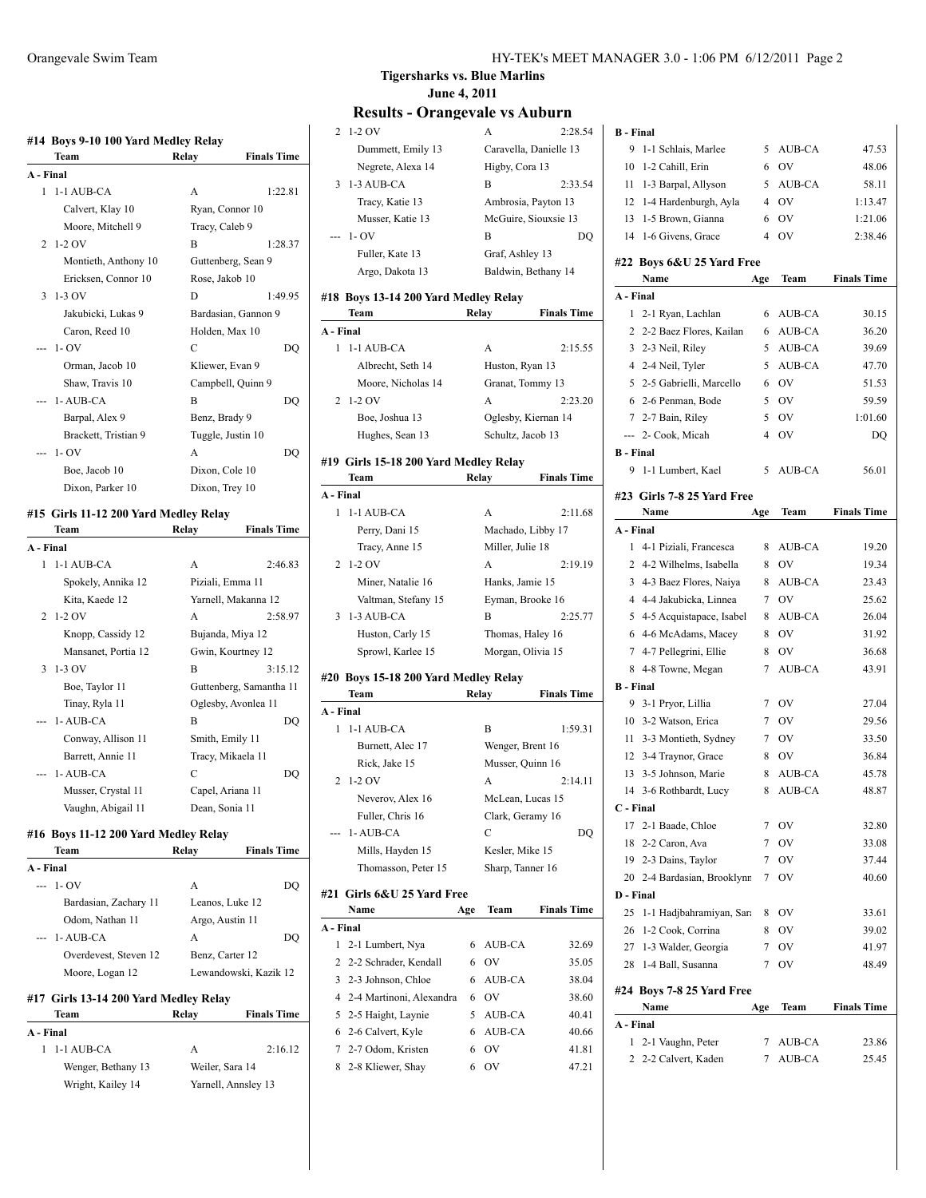**Tigersharks vs. Blue Marlins**

**June 4, 2011**

## Results - Orangevale vs Auburn

### #14 Boys 9-10 100 Yard Medley Relay

| | Team | Relay | Finals Time |
|---|---|---|---|
| **A - Final** | | | |
| 1 | 1-1 AUB-CA | A | 1:22.81 |
| | Calvert, Klay 10 | Ryan, Connor 10 | |
| | Moore, Mitchell 9 | Tracy, Caleb 9 | |
| 2 | 1-2 OV | B | 1:28.37 |
| | Montieth, Anthony 10 | Guttenberg, Sean 9 | |
| | Ericksen, Connor 10 | Rose, Jakob 10 | |
| 3 | 1-3 OV | D | 1:49.95 |
| | Jakubicki, Lukas 9 | Bardasian, Gannon 9 | |
| | Caron, Reed 10 | Holden, Max 10 | |
| --- | 1- OV | C | DQ |
| | Orman, Jacob 10 | Kliewer, Evan 9 | |
| | Shaw, Travis 10 | Campbell, Quinn 9 | |
| --- | 1- AUB-CA | B | DQ |
| | Barpal, Alex 9 | Benz, Brady 9 | |
| | Brackett, Tristian 9 | Tuggle, Justin 10 | |
| --- | 1- OV | A | DQ |
| | Boe, Jacob 10 | Dixon, Cole 10 | |
| | Dixon, Parker 10 | Dixon, Trey 10 | |

### #15 Girls 11-12 200 Yard Medley Relay

| | Team | Relay | Finals Time |
|---|---|---|---|
| **A - Final** | | | |
| 1 | 1-1 AUB-CA | A | 2:46.83 |
| | Spokely, Annika 12 | Piziali, Emma 11 | |
| | Kita, Kaede 12 | Yarnell, Makanna 12 | |
| 2 | 1-2 OV | A | 2:58.97 |
| | Knopp, Cassidy 12 | Bujanda, Miya 12 | |
| | Mansanet, Portia 12 | Gwin, Kourtney 12 | |
| 3 | 1-3 OV | B | 3:15.12 |
| | Boe, Taylor 11 | Guttenberg, Samantha 11 | |
| | Tinay, Ryla 11 | Oglesby, Avonlea 11 | |
| --- | 1- AUB-CA | B | DQ |
| | Conway, Allison 11 | Smith, Emily 11 | |
| | Barrett, Annie 11 | Tracy, Mikaela 11 | |
| --- | 1- AUB-CA | C | DQ |
| | Musser, Crystal 11 | Capel, Ariana 11 | |
| | Vaughn, Abigail 11 | Dean, Sonia 11 | |

### #16 Boys 11-12 200 Yard Medley Relay

| | Team | Relay | Finals Time |
|---|---|---|---|
| **A - Final** | | | |
| --- | 1- OV | A | DQ |
| | Bardasian, Zachary 11 | Leanos, Luke 12 | |
| | Odom, Nathan 11 | Argo, Austin 11 | |
| --- | 1- AUB-CA | A | DQ |
| | Overdevest, Steven 12 | Benz, Carter 12 | |
| | Moore, Logan 12 | Lewandowski, Kazik 12 | |

### #17 Girls 13-14 200 Yard Medley Relay

| | Team | Relay | Finals Time |
|---|---|---|---|
| **A - Final** | | | |
| 1 | 1-1 AUB-CA | A | 2:16.12 |
| | Wenger, Bethany 13 | Weiler, Sara 14 | |
| | Wright, Kailey 14 | Yarnell, Annsley 13 | |
| 2 | 1-2 OV | A | 2:28.54 |
| | Dummett, Emily 13 | Caravella, Danielle 13 | |
| | Negrete, Alexa 14 | Higby, Cora 13 | |
| 3 | 1-3 AUB-CA | B | 2:33.54 |
| | Tracy, Katie 13 | Ambrosia, Payton 13 | |
| | Musser, Katie 13 | McGuire, Siouxsie 13 | |
| --- | 1- OV | B | DQ |
| | Fuller, Kate 13 | Graf, Ashley 13 | |
| | Argo, Dakota 13 | Baldwin, Bethany 14 | |

### #18 Boys 13-14 200 Yard Medley Relay

| | Team | Relay | Finals Time |
|---|---|---|---|
| **A - Final** | | | |
| 1 | 1-1 AUB-CA | A | 2:15.55 |
| | Albrecht, Seth 14 | Huston, Ryan 13 | |
| | Moore, Nicholas 14 | Granat, Tommy 13 | |
| 2 | 1-2 OV | A | 2:23.20 |
| | Boe, Joshua 13 | Oglesby, Kiernan 14 | |
| | Hughes, Sean 13 | Schultz, Jacob 13 | |

### #19 Girls 15-18 200 Yard Medley Relay

| | Team | Relay | Finals Time |
|---|---|---|---|
| **A - Final** | | | |
| 1 | 1-1 AUB-CA | A | 2:11.68 |
| | Perry, Dani 15 | Machado, Libby 17 | |
| | Tracy, Anne 15 | Miller, Julie 18 | |
| 2 | 1-2 OV | A | 2:19.19 |
| | Miner, Natalie 16 | Hanks, Jamie 15 | |
| | Valtman, Stefany 15 | Eyman, Brooke 16 | |
| 3 | 1-3 AUB-CA | B | 2:25.77 |
| | Huston, Carly 15 | Thomas, Haley 16 | |
| | Sprowl, Karlee 15 | Morgan, Olivia 15 | |

### #20 Boys 15-18 200 Yard Medley Relay

| | Team | Relay | Finals Time |
|---|---|---|---|
| **A - Final** | | | |
| 1 | 1-1 AUB-CA | B | 1:59.31 |
| | Burnett, Alec 17 | Wenger, Brent 16 | |
| | Rick, Jake 15 | Musser, Quinn 16 | |
| 2 | 1-2 OV | A | 2:14.11 |
| | Neverov, Alex 16 | McLean, Lucas 15 | |
| | Fuller, Chris 16 | Clark, Geramy 16 | |
| --- | 1- AUB-CA | C | DQ |
| | Mills, Hayden 15 | Kesler, Mike 15 | |
| | Thomasson, Peter 15 | Sharp, Tanner 16 | |

### #21 Girls 6&U 25 Yard Free

| | Name | Age | Team | Finals Time |
|---|---|---|---|---|
| **A - Final** | | | | |
| 1 | 2-1 Lumbert, Nya | 6 | AUB-CA | 32.69 |
| 2 | 2-2 Schrader, Kendall | 6 | OV | 35.05 |
| 3 | 2-3 Johnson, Chloe | 6 | AUB-CA | 38.04 |
| 4 | 2-4 Martinoni, Alexandra | 6 | OV | 38.60 |
| 5 | 2-5 Haight, Laynie | 5 | AUB-CA | 40.41 |
| 6 | 2-6 Calvert, Kyle | 6 | AUB-CA | 40.66 |
| 7 | 2-7 Odom, Kristen | 6 | OV | 41.81 |
| 8 | 2-8 Kliewer, Shay | 6 | OV | 47.21 |
| **B - Final** | | | | |
| 9 | 1-1 Schlais, Marlee | 5 | AUB-CA | 47.53 |
| 10 | 1-2 Cahill, Erin | 6 | OV | 48.06 |
| 11 | 1-3 Barpal, Allyson | 5 | AUB-CA | 58.11 |
| 12 | 1-4 Hardenburgh, Ayla | 4 | OV | 1:13.47 |
| 13 | 1-5 Brown, Gianna | 6 | OV | 1:21.06 |
| 14 | 1-6 Givens, Grace | 4 | OV | 2:38.46 |

### #22 Boys 6&U 25 Yard Free

| | Name | Age | Team | Finals Time |
|---|---|---|---|---|
| **A - Final** | | | | |
| 1 | 2-1 Ryan, Lachlan | 6 | AUB-CA | 30.15 |
| 2 | 2-2 Baez Flores, Kailan | 6 | AUB-CA | 36.20 |
| 3 | 2-3 Neil, Riley | 5 | AUB-CA | 39.69 |
| 4 | 2-4 Neil, Tyler | 5 | AUB-CA | 47.70 |
| 5 | 2-5 Gabrielli, Marcello | 6 | OV | 51.53 |
| 6 | 2-6 Penman, Bode | 5 | OV | 59.59 |
| 7 | 2-7 Bain, Riley | 5 | OV | 1:01.60 |
| --- | 2- Cook, Micah | 4 | OV | DQ |
| **B - Final** | | | | |
| 9 | 1-1 Lumbert, Kael | 5 | AUB-CA | 56.01 |

### #23 Girls 7-8 25 Yard Free

| | Name | Age | Team | Finals Time |
|---|---|---|---|---|
| **A - Final** | | | | |
| 1 | 4-1 Piziali, Francesca | 8 | AUB-CA | 19.20 |
| 2 | 4-2 Wilhelms, Isabella | 8 | OV | 19.34 |
| 3 | 4-3 Baez Flores, Naiya | 8 | AUB-CA | 23.43 |
| 4 | 4-4 Jakubicka, Linnea | 7 | OV | 25.62 |
| 5 | 4-5 Acquistapace, Isabel | 8 | AUB-CA | 26.04 |
| 6 | 4-6 McAdams, Macey | 8 | OV | 31.92 |
| 7 | 4-7 Pellegrini, Ellie | 8 | OV | 36.68 |
| 8 | 4-8 Towne, Megan | 7 | AUB-CA | 43.91 |
| **B - Final** | | | | |
| 9 | 3-1 Pryor, Lillia | 7 | OV | 27.04 |
| 10 | 3-2 Watson, Erica | 7 | OV | 29.56 |
| 11 | 3-3 Montieth, Sydney | 7 | OV | 33.50 |
| 12 | 3-4 Traynor, Grace | 8 | OV | 36.84 |
| 13 | 3-5 Johnson, Marie | 8 | AUB-CA | 45.78 |
| 14 | 3-6 Rothbardt, Lucy | 8 | AUB-CA | 48.87 |
| **C - Final** | | | | |
| 17 | 2-1 Baade, Chloe | 7 | OV | 32.80 |
| 18 | 2-2 Caron, Ava | 7 | OV | 33.08 |
| 19 | 2-3 Dains, Taylor | 7 | OV | 37.44 |
| 20 | 2-4 Bardasian, Brooklynn | 7 | OV | 40.60 |
| **D - Final** | | | | |
| 25 | 1-1 Hadjbahramiyan, Sara | 8 | OV | 33.61 |
| 26 | 1-2 Cook, Corrina | 8 | OV | 39.02 |
| 27 | 1-3 Walder, Georgia | 7 | OV | 41.97 |
| 28 | 1-4 Ball, Susanna | 7 | OV | 48.49 |

### #24 Boys 7-8 25 Yard Free

| | Name | Age | Team | Finals Time |
|---|---|---|---|---|
| **A - Final** | | | | |
| 1 | 2-1 Vaughn, Peter | 7 | AUB-CA | 23.86 |
| 2 | 2-2 Calvert, Kaden | 7 | AUB-CA | 25.45 |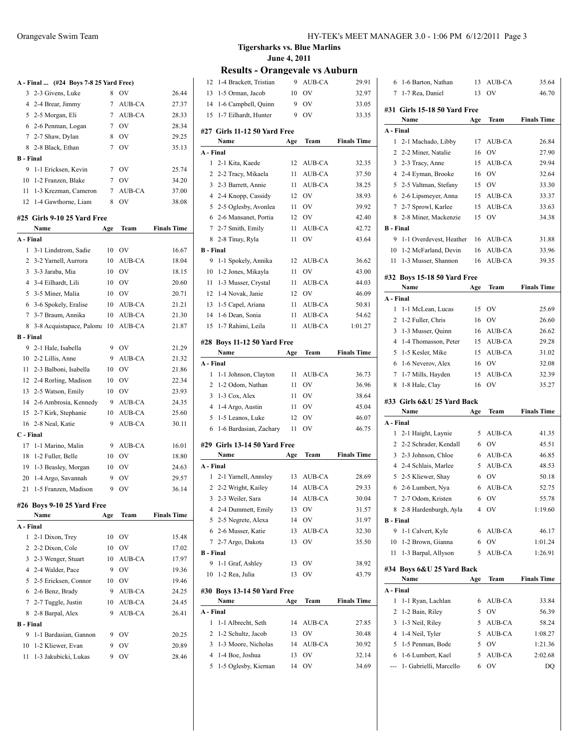## Tigersharks vs. Blue Marlins

June 4, 2011

# Results - Orangevale vs Auburn

### A - Final ... (#24 Boys 7-8 25 Yard Free)

| | Name | Age | Team | Finals Time |
|---|---|---|---|---|
| 3 | 2-3 Givens, Luke | 8 | OV | 26.44 |
| 4 | 2-4 Brear, Jimmy | 7 | AUB-CA | 27.37 |
| 5 | 2-5 Morgan, Eli | 7 | AUB-CA | 28.33 |
| 6 | 2-6 Penman, Logan | 7 | OV | 28.34 |
| 7 | 2-7 Shaw, Dylan | 8 | OV | 29.25 |
| 8 | 2-8 Black, Ethan | 7 | OV | 35.13 |
| **B - Final** | | | | |
| 9 | 1-1 Ericksen, Kevin | 7 | OV | 25.74 |
| 10 | 1-2 Franzen, Blake | 7 | OV | 34.20 |
| 11 | 1-3 Krezman, Cameron | 7 | AUB-CA | 37.00 |
| 12 | 1-4 Gawthorne, Liam | 8 | OV | 38.08 |

### #25 Girls 9-10 25 Yard Free

| | Name | Age | Team | Finals Time |
|---|---|---|---|---|
| **A - Final** | | | | |
| 1 | 3-1 Lindstrom, Sadie | 10 | OV | 16.67 |
| 2 | 3-2 Yarnell, Aurrora | 10 | AUB-CA | 18.04 |
| 3 | 3-3 Jaraba, Mia | 10 | OV | 18.15 |
| 4 | 3-4 Eilhardt, Lili | 10 | OV | 20.60 |
| 5 | 3-5 Miner, Malia | 10 | OV | 20.71 |
| 6 | 3-6 Spokely, Eralise | 10 | AUB-CA | 21.21 |
| 7 | 3-7 Braum, Annika | 10 | AUB-CA | 21.30 |
| 8 | 3-8 Acquistapace, Paloma | 10 | AUB-CA | 21.87 |
| **B - Final** | | | | |
| 9 | 2-1 Hale, Isabella | 9 | OV | 21.29 |
| 10 | 2-2 Lillis, Anne | 9 | AUB-CA | 21.32 |
| 11 | 2-3 Balboni, Isabella | 10 | OV | 21.86 |
| 12 | 2-4 Rorling, Madison | 10 | OV | 22.34 |
| 13 | 2-5 Watson, Emily | 10 | OV | 23.93 |
| 14 | 2-6 Ambrosia, Kennedy | 9 | AUB-CA | 24.35 |
| 15 | 2-7 Kirk, Stephanie | 10 | AUB-CA | 25.60 |
| 16 | 2-8 Neal, Katie | 9 | AUB-CA | 30.11 |
| **C - Final** | | | | |
| 17 | 1-1 Marino, Malin | 9 | AUB-CA | 16.01 |
| 18 | 1-2 Fuller, Belle | 10 | OV | 18.80 |
| 19 | 1-3 Beasley, Morgan | 10 | OV | 24.63 |
| 20 | 1-4 Argo, Savannah | 9 | OV | 29.57 |
| 21 | 1-5 Franzen, Madison | 9 | OV | 36.14 |

### #26 Boys 9-10 25 Yard Free

| | Name | Age | Team | Finals Time |
|---|---|---|---|---|
| **A - Final** | | | | |
| 1 | 2-1 Dixon, Trey | 10 | OV | 15.48 |
| 2 | 2-2 Dixon, Cole | 10 | OV | 17.02 |
| 3 | 2-3 Wenger, Stuart | 10 | AUB-CA | 17.97 |
| 4 | 2-4 Walder, Pace | 9 | OV | 19.36 |
| 5 | 2-5 Ericksen, Connor | 10 | OV | 19.46 |
| 6 | 2-6 Benz, Brady | 9 | AUB-CA | 24.25 |
| 7 | 2-7 Tuggle, Justin | 10 | AUB-CA | 24.45 |
| 8 | 2-8 Barpal, Alex | 9 | AUB-CA | 26.41 |
| **B - Final** | | | | |
| 9 | 1-1 Bardasian, Gannon | 9 | OV | 20.25 |
| 10 | 1-2 Kliewer, Evan | 9 | OV | 20.89 |
| 11 | 1-3 Jakubicki, Lukas | 9 | OV | 28.46 |
| 12 | 1-4 Brackett, Tristian | 9 | AUB-CA | 29.91 |
| 13 | 1-5 Orman, Jacob | 10 | OV | 32.97 |
| 14 | 1-6 Campbell, Quinn | 9 | OV | 33.05 |
| 15 | 1-7 Eilhardt, Hunter | 9 | OV | 33.35 |

### #27 Girls 11-12 50 Yard Free

| | Name | Age | Team | Finals Time |
|---|---|---|---|---|
| **A - Final** | | | | |
| 1 | 2-1 Kita, Kaede | 12 | AUB-CA | 32.35 |
| 2 | 2-2 Tracy, Mikaela | 11 | AUB-CA | 37.50 |
| 3 | 2-3 Barrett, Annie | 11 | AUB-CA | 38.25 |
| 4 | 2-4 Knopp, Cassidy | 12 | OV | 38.93 |
| 5 | 2-5 Oglesby, Avonlea | 11 | OV | 39.92 |
| 6 | 2-6 Mansanet, Portia | 12 | OV | 42.40 |
| 7 | 2-7 Smith, Emily | 11 | AUB-CA | 42.72 |
| 8 | 2-8 Tinay, Ryla | 11 | OV | 43.64 |
| **B - Final** | | | | |
| 9 | 1-1 Spokely, Annika | 12 | AUB-CA | 36.62 |
| 10 | 1-2 Jones, Mikayla | 11 | OV | 43.00 |
| 11 | 1-3 Musser, Crystal | 11 | AUB-CA | 44.03 |
| 12 | 1-4 Novak, Janie | 12 | OV | 46.09 |
| 13 | 1-5 Capel, Ariana | 11 | AUB-CA | 50.81 |
| 14 | 1-6 Dean, Sonia | 11 | AUB-CA | 54.62 |
| 15 | 1-7 Rahimi, Leila | 11 | AUB-CA | 1:01.27 |

### #28 Boys 11-12 50 Yard Free

| | Name | Age | Team | Finals Time |
|---|---|---|---|---|
| **A - Final** | | | | |
| 1 | 1-1 Johnson, Clayton | 11 | AUB-CA | 36.73 |
| 2 | 1-2 Odom, Nathan | 11 | OV | 36.96 |
| 3 | 1-3 Cox, Alex | 11 | OV | 38.64 |
| 4 | 1-4 Argo, Austin | 11 | OV | 45.04 |
| 5 | 1-5 Leanos, Luke | 12 | OV | 46.07 |
| 6 | 1-6 Bardasian, Zachary | 11 | OV | 46.75 |

### #29 Girls 13-14 50 Yard Free

| | Name | Age | Team | Finals Time |
|---|---|---|---|---|
| **A - Final** | | | | |
| 1 | 2-1 Yarnell, Annsley | 13 | AUB-CA | 28.69 |
| 2 | 2-2 Wright, Kailey | 14 | AUB-CA | 29.33 |
| 3 | 2-3 Weiler, Sara | 14 | AUB-CA | 30.04 |
| 4 | 2-4 Dummett, Emily | 13 | OV | 31.57 |
| 5 | 2-5 Negrete, Alexa | 14 | OV | 31.97 |
| 6 | 2-6 Musser, Katie | 13 | AUB-CA | 32.30 |
| 7 | 2-7 Argo, Dakota | 13 | OV | 35.50 |
| **B - Final** | | | | |
| 9 | 1-1 Graf, Ashley | 13 | OV | 38.92 |
| 10 | 1-2 Rea, Julia | 13 | OV | 43.79 |

### #30 Boys 13-14 50 Yard Free

| | Name | Age | Team | Finals Time |
|---|---|---|---|---|
| **A - Final** | | | | |
| 1 | 1-1 Albrecht, Seth | 14 | AUB-CA | 27.85 |
| 2 | 1-2 Schultz, Jacob | 13 | OV | 30.48 |
| 3 | 1-3 Moore, Nicholas | 14 | AUB-CA | 30.92 |
| 4 | 1-4 Boe, Joshua | 13 | OV | 32.14 |
| 5 | 1-5 Oglesby, Kiernan | 14 | OV | 34.69 |
| 6 | 1-6 Barton, Nathan | 13 | AUB-CA | 35.64 |
| 7 | 1-7 Rea, Daniel | 13 | OV | 46.70 |

### #31 Girls 15-18 50 Yard Free

| | Name | Age | Team | Finals Time |
|---|---|---|---|---|
| **A - Final** | | | | |
| 1 | 2-1 Machado, Libby | 17 | AUB-CA | 26.84 |
| 2 | 2-2 Miner, Natalie | 16 | OV | 27.90 |
| 3 | 2-3 Tracy, Anne | 15 | AUB-CA | 29.94 |
| 4 | 2-4 Eyman, Brooke | 16 | OV | 32.64 |
| 5 | 2-5 Valtman, Stefany | 15 | OV | 33.30 |
| 6 | 2-6 Lipsmeyer, Anna | 15 | AUB-CA | 33.37 |
| 7 | 2-7 Sprowl, Karlee | 15 | AUB-CA | 33.63 |
| 8 | 2-8 Miner, Mackenzie | 15 | OV | 34.38 |
| **B - Final** | | | | |
| 9 | 1-1 Overdevest, Heather | 16 | AUB-CA | 31.88 |
| 10 | 1-2 McFarland, Devin | 16 | AUB-CA | 33.96 |
| 11 | 1-3 Musser, Shannon | 16 | AUB-CA | 39.35 |

### #32 Boys 15-18 50 Yard Free

| | Name | Age | Team | Finals Time |
|---|---|---|---|---|
| **A - Final** | | | | |
| 1 | 1-1 McLean, Lucas | 15 | OV | 25.69 |
| 2 | 1-2 Fuller, Chris | 16 | OV | 26.60 |
| 3 | 1-3 Musser, Quinn | 16 | AUB-CA | 26.62 |
| 4 | 1-4 Thomasson, Peter | 15 | AUB-CA | 29.28 |
| 5 | 1-5 Kesler, Mike | 15 | AUB-CA | 31.02 |
| 6 | 1-6 Neverov, Alex | 16 | OV | 32.08 |
| 7 | 1-7 Mills, Hayden | 15 | AUB-CA | 32.39 |
| 8 | 1-8 Hale, Clay | 16 | OV | 35.27 |

### #33 Girls 6&U 25 Yard Back

| | Name | Age | Team | Finals Time |
|---|---|---|---|---|
| **A - Final** | | | | |
| 1 | 2-1 Haight, Laynie | 5 | AUB-CA | 41.35 |
| 2 | 2-2 Schrader, Kendall | 6 | OV | 45.51 |
| 3 | 2-3 Johnson, Chloe | 6 | AUB-CA | 46.85 |
| 4 | 2-4 Schlais, Marlee | 5 | AUB-CA | 48.53 |
| 5 | 2-5 Kliewer, Shay | 6 | OV | 50.18 |
| 6 | 2-6 Lumbert, Nya | 6 | AUB-CA | 52.75 |
| 7 | 2-7 Odom, Kristen | 6 | OV | 55.78 |
| 8 | 2-8 Hardenburgh, Ayla | 4 | OV | 1:19.60 |
| **B - Final** | | | | |
| 9 | 1-1 Calvert, Kyle | 6 | AUB-CA | 46.17 |
| 10 | 1-2 Brown, Gianna | 6 | OV | 1:01.24 |
| 11 | 1-3 Barpal, Allyson | 5 | AUB-CA | 1:26.91 |

### #34 Boys 6&U 25 Yard Back

| | Name | Age | Team | Finals Time |
|---|---|---|---|---|
| **A - Final** | | | | |
| 1 | 1-1 Ryan, Lachlan | 6 | AUB-CA | 33.84 |
| 2 | 1-2 Bain, Riley | 5 | OV | 56.39 |
| 3 | 1-3 Neil, Riley | 5 | AUB-CA | 58.24 |
| 4 | 1-4 Neil, Tyler | 5 | AUB-CA | 1:08.27 |
| 5 | 1-5 Penman, Bode | 5 | OV | 1:21.36 |
| 6 | 1-6 Lumbert, Kael | 5 | AUB-CA | 2:02.68 |
| --- | 1- Gabrielli, Marcello | 6 | OV | DQ |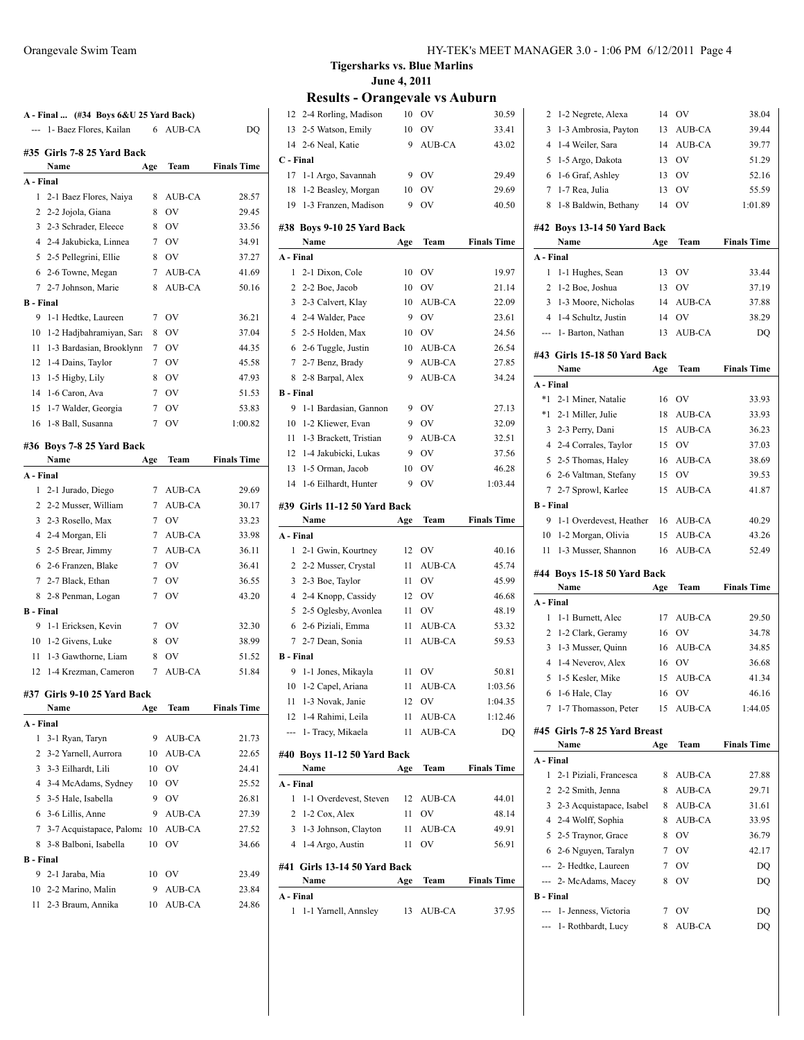**Tigersharks vs. Blue Marlins**

**June 4, 2011**

## Results - Orangevale vs Auburn

**A - Final ... (#34 Boys 6&U 25 Yard Back)**

| | Name | Age | Team | Finals Time |
|---|---|---|---|---|
| --- | 1- Baez Flores, Kailan | 6 | AUB-CA | DQ |

### #35 Girls 7-8 25 Yard Back

| | Name | Age | Team | Finals Time |
|---|---|---|---|---|
| **A - Final** | | | | |
| 1 | 2-1 Baez Flores, Naiya | 8 | AUB-CA | 28.57 |
| 2 | 2-2 Jojola, Giana | 8 | OV | 29.45 |
| 3 | 2-3 Schrader, Eleece | 8 | OV | 33.56 |
| 4 | 2-4 Jakubicka, Linnea | 7 | OV | 34.91 |
| 5 | 2-5 Pellegrini, Ellie | 8 | OV | 37.27 |
| 6 | 2-6 Towne, Megan | 7 | AUB-CA | 41.69 |
| 7 | 2-7 Johnson, Marie | 8 | AUB-CA | 50.16 |
| **B - Final** | | | | |
| 9 | 1-1 Hedtke, Laureen | 7 | OV | 36.21 |
| 10 | 1-2 Hadjbahramiyan, Sara | 8 | OV | 37.04 |
| 11 | 1-3 Bardasian, Brooklynn | 7 | OV | 44.35 |
| 12 | 1-4 Dains, Taylor | 7 | OV | 45.58 |
| 13 | 1-5 Higby, Lily | 8 | OV | 47.93 |
| 14 | 1-6 Caron, Ava | 7 | OV | 51.53 |
| 15 | 1-7 Walder, Georgia | 7 | OV | 53.83 |
| 16 | 1-8 Ball, Susanna | 7 | OV | 1:00.82 |

### #36 Boys 7-8 25 Yard Back

| | Name | Age | Team | Finals Time |
|---|---|---|---|---|
| **A - Final** | | | | |
| 1 | 2-1 Jurado, Diego | 7 | AUB-CA | 29.69 |
| 2 | 2-2 Musser, William | 7 | AUB-CA | 30.17 |
| 3 | 2-3 Rosello, Max | 7 | OV | 33.23 |
| 4 | 2-4 Morgan, Eli | 7 | AUB-CA | 33.98 |
| 5 | 2-5 Brear, Jimmy | 7 | AUB-CA | 36.11 |
| 6 | 2-6 Franzen, Blake | 7 | OV | 36.41 |
| 7 | 2-7 Black, Ethan | 7 | OV | 36.55 |
| 8 | 2-8 Penman, Logan | 7 | OV | 43.20 |
| **B - Final** | | | | |
| 9 | 1-1 Ericksen, Kevin | 7 | OV | 32.30 |
| 10 | 1-2 Givens, Luke | 8 | OV | 38.99 |
| 11 | 1-3 Gawthorne, Liam | 8 | OV | 51.52 |
| 12 | 1-4 Krezman, Cameron | 7 | AUB-CA | 51.84 |

### #37 Girls 9-10 25 Yard Back

| | Name | Age | Team | Finals Time |
|---|---|---|---|---|
| **A - Final** | | | | |
| 1 | 3-1 Ryan, Taryn | 9 | AUB-CA | 21.73 |
| 2 | 3-2 Yarnell, Aurrora | 10 | AUB-CA | 22.65 |
| 3 | 3-3 Eilhardt, Lili | 10 | OV | 24.41 |
| 4 | 3-4 McAdams, Sydney | 10 | OV | 25.52 |
| 5 | 3-5 Hale, Isabella | 9 | OV | 26.81 |
| 6 | 3-6 Lillis, Anne | 9 | AUB-CA | 27.39 |
| 7 | 3-7 Acquistapace, Paloma | 10 | AUB-CA | 27.52 |
| 8 | 3-8 Balboni, Isabella | 10 | OV | 34.66 |
| **B - Final** | | | | |
| 9 | 2-1 Jaraba, Mia | 10 | OV | 23.49 |
| 10 | 2-2 Marino, Malin | 9 | AUB-CA | 23.84 |
| 11 | 2-3 Braum, Annika | 10 | AUB-CA | 24.86 |
| 12 | 2-4 Rorling, Madison | 10 | OV | 30.59 |
| 13 | 2-5 Watson, Emily | 10 | OV | 33.41 |
| 14 | 2-6 Neal, Katie | 9 | AUB-CA | 43.02 |
| **C - Final** | | | | |
| 17 | 1-1 Argo, Savannah | 9 | OV | 29.49 |
| 18 | 1-2 Beasley, Morgan | 10 | OV | 29.69 |
| 19 | 1-3 Franzen, Madison | 9 | OV | 40.50 |

### #38 Boys 9-10 25 Yard Back

| | Name | Age | Team | Finals Time |
|---|---|---|---|---|
| **A - Final** | | | | |
| 1 | 2-1 Dixon, Cole | 10 | OV | 19.97 |
| 2 | 2-2 Boe, Jacob | 10 | OV | 21.14 |
| 3 | 2-3 Calvert, Klay | 10 | AUB-CA | 22.09 |
| 4 | 2-4 Walder, Pace | 9 | OV | 23.61 |
| 5 | 2-5 Holden, Max | 10 | OV | 24.56 |
| 6 | 2-6 Tuggle, Justin | 10 | AUB-CA | 26.54 |
| 7 | 2-7 Benz, Brady | 9 | AUB-CA | 27.85 |
| 8 | 2-8 Barpal, Alex | 9 | AUB-CA | 34.24 |
| **B - Final** | | | | |
| 9 | 1-1 Bardasian, Gannon | 9 | OV | 27.13 |
| 10 | 1-2 Kliewer, Evan | 9 | OV | 32.09 |
| 11 | 1-3 Brackett, Tristian | 9 | AUB-CA | 32.51 |
| 12 | 1-4 Jakubicki, Lukas | 9 | OV | 37.56 |
| 13 | 1-5 Orman, Jacob | 10 | OV | 46.28 |
| 14 | 1-6 Eilhardt, Hunter | 9 | OV | 1:03.44 |

### #39 Girls 11-12 50 Yard Back

| | Name | Age | Team | Finals Time |
|---|---|---|---|---|
| **A - Final** | | | | |
| 1 | 2-1 Gwin, Kourtney | 12 | OV | 40.16 |
| 2 | 2-2 Musser, Crystal | 11 | AUB-CA | 45.74 |
| 3 | 2-3 Boe, Taylor | 11 | OV | 45.99 |
| 4 | 2-4 Knopp, Cassidy | 12 | OV | 46.68 |
| 5 | 2-5 Oglesby, Avonlea | 11 | OV | 48.19 |
| 6 | 2-6 Piziali, Emma | 11 | AUB-CA | 53.32 |
| 7 | 2-7 Dean, Sonia | 11 | AUB-CA | 59.53 |
| **B - Final** | | | | |
| 9 | 1-1 Jones, Mikayla | 11 | OV | 50.81 |
| 10 | 1-2 Capel, Ariana | 11 | AUB-CA | 1:03.56 |
| 11 | 1-3 Novak, Janie | 12 | OV | 1:04.35 |
| 12 | 1-4 Rahimi, Leila | 11 | AUB-CA | 1:12.46 |
| --- | 1- Tracy, Mikaela | 11 | AUB-CA | DQ |

### #40 Boys 11-12 50 Yard Back

| | Name | Age | Team | Finals Time |
|---|---|---|---|---|
| **A - Final** | | | | |
| 1 | 1-1 Overdevest, Steven | 12 | AUB-CA | 44.01 |
| 2 | 1-2 Cox, Alex | 11 | OV | 48.14 |
| 3 | 1-3 Johnson, Clayton | 11 | AUB-CA | 49.91 |
| 4 | 1-4 Argo, Austin | 11 | OV | 56.91 |

### #41 Girls 13-14 50 Yard Back

| | Name | Age | Team | Finals Time |
|---|---|---|---|---|
| **A - Final** | | | | |
| 1 | 1-1 Yarnell, Annsley | 13 | AUB-CA | 37.95 |
| 2 | 1-2 Negrete, Alexa | 14 | OV | 38.04 |
| 3 | 1-3 Ambrosia, Payton | 13 | AUB-CA | 39.44 |
| 4 | 1-4 Weiler, Sara | 14 | AUB-CA | 39.77 |
| 5 | 1-5 Argo, Dakota | 13 | OV | 51.29 |
| 6 | 1-6 Graf, Ashley | 13 | OV | 52.16 |
| 7 | 1-7 Rea, Julia | 13 | OV | 55.59 |
| 8 | 1-8 Baldwin, Bethany | 14 | OV | 1:01.89 |

### #42 Boys 13-14 50 Yard Back

| | Name | Age | Team | Finals Time |
|---|---|---|---|---|
| **A - Final** | | | | |
| 1 | 1-1 Hughes, Sean | 13 | OV | 33.44 |
| 2 | 1-2 Boe, Joshua | 13 | OV | 37.19 |
| 3 | 1-3 Moore, Nicholas | 14 | AUB-CA | 37.88 |
| 4 | 1-4 Schultz, Justin | 14 | OV | 38.29 |
| --- | 1- Barton, Nathan | 13 | AUB-CA | DQ |

### #43 Girls 15-18 50 Yard Back

| | Name | Age | Team | Finals Time |
|---|---|---|---|---|
| **A - Final** | | | | |
| *1 | 2-1 Miner, Natalie | 16 | OV | 33.93 |
| *1 | 2-1 Miller, Julie | 18 | AUB-CA | 33.93 |
| 3 | 2-3 Perry, Dani | 15 | AUB-CA | 36.23 |
| 4 | 2-4 Corrales, Taylor | 15 | OV | 37.03 |
| 5 | 2-5 Thomas, Haley | 16 | AUB-CA | 38.69 |
| 6 | 2-6 Valtman, Stefany | 15 | OV | 39.53 |
| 7 | 2-7 Sprowl, Karlee | 15 | AUB-CA | 41.87 |
| **B - Final** | | | | |
| 9 | 1-1 Overdevest, Heather | 16 | AUB-CA | 40.29 |
| 10 | 1-2 Morgan, Olivia | 15 | AUB-CA | 43.26 |
| 11 | 1-3 Musser, Shannon | 16 | AUB-CA | 52.49 |

### #44 Boys 15-18 50 Yard Back

| | Name | Age | Team | Finals Time |
|---|---|---|---|---|
| **A - Final** | | | | |
| 1 | 1-1 Burnett, Alec | 17 | AUB-CA | 29.50 |
| 2 | 1-2 Clark, Geramy | 16 | OV | 34.78 |
| 3 | 1-3 Musser, Quinn | 16 | AUB-CA | 34.85 |
| 4 | 1-4 Neverov, Alex | 16 | OV | 36.68 |
| 5 | 1-5 Kesler, Mike | 15 | AUB-CA | 41.34 |
| 6 | 1-6 Hale, Clay | 16 | OV | 46.16 |
| 7 | 1-7 Thomasson, Peter | 15 | AUB-CA | 1:44.05 |

### #45 Girls 7-8 25 Yard Breast

| | Name | Age | Team | Finals Time |
|---|---|---|---|---|
| **A - Final** | | | | |
| 1 | 2-1 Piziali, Francesca | 8 | AUB-CA | 27.88 |
| 2 | 2-2 Smith, Jenna | 8 | AUB-CA | 29.71 |
| 3 | 2-3 Acquistapace, Isabel | 8 | AUB-CA | 31.61 |
| 4 | 2-4 Wolff, Sophia | 8 | AUB-CA | 33.95 |
| 5 | 2-5 Traynor, Grace | 8 | OV | 36.79 |
| 6 | 2-6 Nguyen, Taralyn | 7 | OV | 42.17 |
| --- | 2- Hedtke, Laureen | 7 | OV | DQ |
| --- | 2- McAdams, Macey | 8 | OV | DQ |
| **B - Final** | | | | |
| --- | 1- Jenness, Victoria | 7 | OV | DQ |
| --- | 1- Rothbardt, Lucy | 8 | AUB-CA | DQ |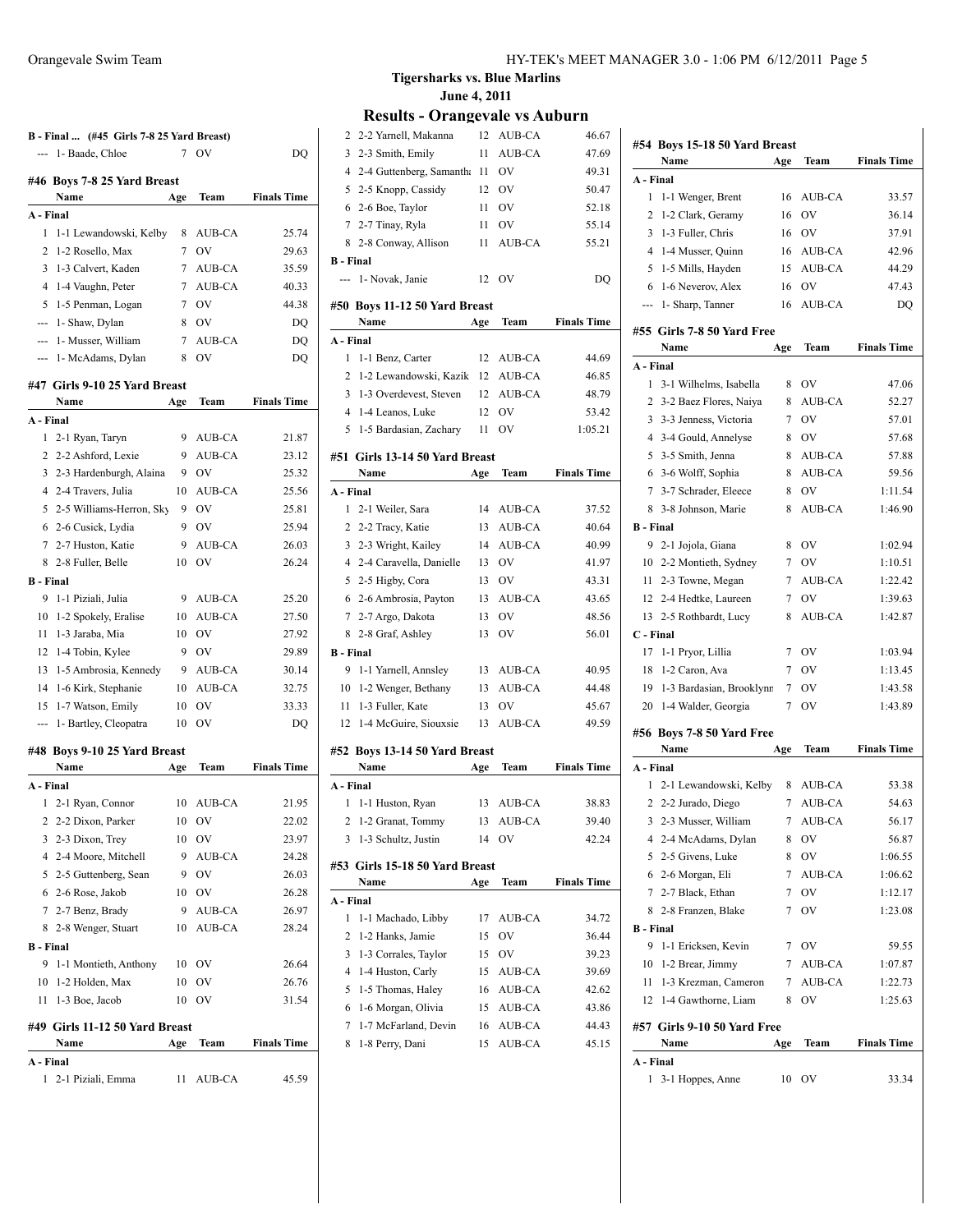**Tigersharks vs. Blue Marlins**

**June 4, 2011**

## Results - Orangevale vs Auburn

**B - Final ... (#45 Girls 7-8 25 Yard Breast)**

| | Name | Age | Team | Finals Time |
|---|---|---|---|---|
| --- | 1- Baade, Chloe | 7 | OV | DQ |

### #46 Boys 7-8 25 Yard Breast

| | Name | Age | Team | Finals Time |
|---|---|---|---|---|
| **A - Final** | | | | |
| 1 | 1-1 Lewandowski, Kelby | 8 | AUB-CA | 25.74 |
| 2 | 1-2 Rosello, Max | 7 | OV | 29.63 |
| 3 | 1-3 Calvert, Kaden | 7 | AUB-CA | 35.59 |
| 4 | 1-4 Vaughn, Peter | 7 | AUB-CA | 40.33 |
| 5 | 1-5 Penman, Logan | 7 | OV | 44.38 |
| --- | 1- Shaw, Dylan | 8 | OV | DQ |
| --- | 1- Musser, William | 7 | AUB-CA | DQ |
| --- | 1- McAdams, Dylan | 8 | OV | DQ |

### #47 Girls 9-10 25 Yard Breast

| | Name | Age | Team | Finals Time |
|---|---|---|---|---|
| **A - Final** | | | | |
| 1 | 2-1 Ryan, Taryn | 9 | AUB-CA | 21.87 |
| 2 | 2-2 Ashford, Lexie | 9 | AUB-CA | 23.12 |
| 3 | 2-3 Hardenburgh, Alaina | 9 | OV | 25.32 |
| 4 | 2-4 Travers, Julia | 10 | AUB-CA | 25.56 |
| 5 | 2-5 Williams-Herron, Sky | 9 | OV | 25.81 |
| 6 | 2-6 Cusick, Lydia | 9 | OV | 25.94 |
| 7 | 2-7 Huston, Katie | 9 | AUB-CA | 26.03 |
| 8 | 2-8 Fuller, Belle | 10 | OV | 26.24 |
| **B - Final** | | | | |
| 9 | 1-1 Piziali, Julia | 9 | AUB-CA | 25.20 |
| 10 | 1-2 Spokely, Eralise | 10 | AUB-CA | 27.50 |
| 11 | 1-3 Jaraba, Mia | 10 | OV | 27.92 |
| 12 | 1-4 Tobin, Kylee | 9 | OV | 29.89 |
| 13 | 1-5 Ambrosia, Kennedy | 9 | AUB-CA | 30.14 |
| 14 | 1-6 Kirk, Stephanie | 10 | AUB-CA | 32.75 |
| 15 | 1-7 Watson, Emily | 10 | OV | 33.33 |
| --- | 1- Bartley, Cleopatra | 10 | OV | DQ |

### #48 Boys 9-10 25 Yard Breast

| | Name | Age | Team | Finals Time |
|---|---|---|---|---|
| **A - Final** | | | | |
| 1 | 2-1 Ryan, Connor | 10 | AUB-CA | 21.95 |
| 2 | 2-2 Dixon, Parker | 10 | OV | 22.02 |
| 3 | 2-3 Dixon, Trey | 10 | OV | 23.97 |
| 4 | 2-4 Moore, Mitchell | 9 | AUB-CA | 24.28 |
| 5 | 2-5 Guttenberg, Sean | 9 | OV | 26.03 |
| 6 | 2-6 Rose, Jakob | 10 | OV | 26.28 |
| 7 | 2-7 Benz, Brady | 9 | AUB-CA | 26.97 |
| 8 | 2-8 Wenger, Stuart | 10 | AUB-CA | 28.24 |
| **B - Final** | | | | |
| 9 | 1-1 Montieth, Anthony | 10 | OV | 26.64 |
| 10 | 1-2 Holden, Max | 10 | OV | 26.76 |
| 11 | 1-3 Boe, Jacob | 10 | OV | 31.54 |

### #49 Girls 11-12 50 Yard Breast

| | Name | Age | Team | Finals Time |
|---|---|---|---|---|
| **A - Final** | | | | |
| 1 | 2-1 Piziali, Emma | 11 | AUB-CA | 45.59 |
| 2 | 2-2 Yarnell, Makanna | 12 | AUB-CA | 46.67 |
| 3 | 2-3 Smith, Emily | 11 | AUB-CA | 47.69 |
| 4 | 2-4 Guttenberg, Samantha | 11 | OV | 49.31 |
| 5 | 2-5 Knopp, Cassidy | 12 | OV | 50.47 |
| 6 | 2-6 Boe, Taylor | 11 | OV | 52.18 |
| 7 | 2-7 Tinay, Ryla | 11 | OV | 55.14 |
| 8 | 2-8 Conway, Allison | 11 | AUB-CA | 55.21 |
| **B - Final** | | | | |
| --- | 1- Novak, Janie | 12 | OV | DQ |

### #50 Boys 11-12 50 Yard Breast

| | Name | Age | Team | Finals Time |
|---|---|---|---|---|
| **A - Final** | | | | |
| 1 | 1-1 Benz, Carter | 12 | AUB-CA | 44.69 |
| 2 | 1-2 Lewandowski, Kazik | 12 | AUB-CA | 46.85 |
| 3 | 1-3 Overdevest, Steven | 12 | AUB-CA | 48.79 |
| 4 | 1-4 Leanos, Luke | 12 | OV | 53.42 |
| 5 | 1-5 Bardasian, Zachary | 11 | OV | 1:05.21 |

### #51 Girls 13-14 50 Yard Breast

| | Name | Age | Team | Finals Time |
|---|---|---|---|---|
| **A - Final** | | | | |
| 1 | 2-1 Weiler, Sara | 14 | AUB-CA | 37.52 |
| 2 | 2-2 Tracy, Katie | 13 | AUB-CA | 40.64 |
| 3 | 2-3 Wright, Kailey | 14 | AUB-CA | 40.99 |
| 4 | 2-4 Caravella, Danielle | 13 | OV | 41.97 |
| 5 | 2-5 Higby, Cora | 13 | OV | 43.31 |
| 6 | 2-6 Ambrosia, Payton | 13 | AUB-CA | 43.65 |
| 7 | 2-7 Argo, Dakota | 13 | OV | 48.56 |
| 8 | 2-8 Graf, Ashley | 13 | OV | 56.01 |
| **B - Final** | | | | |
| 9 | 1-1 Yarnell, Annsley | 13 | AUB-CA | 40.95 |
| 10 | 1-2 Wenger, Bethany | 13 | AUB-CA | 44.48 |
| 11 | 1-3 Fuller, Kate | 13 | OV | 45.67 |
| 12 | 1-4 McGuire, Siouxsie | 13 | AUB-CA | 49.59 |

### #52 Boys 13-14 50 Yard Breast

| | Name | Age | Team | Finals Time |
|---|---|---|---|---|
| **A - Final** | | | | |
| 1 | 1-1 Huston, Ryan | 13 | AUB-CA | 38.83 |
| 2 | 1-2 Granat, Tommy | 13 | AUB-CA | 39.40 |
| 3 | 1-3 Schultz, Justin | 14 | OV | 42.24 |

### #53 Girls 15-18 50 Yard Breast

| | Name | Age | Team | Finals Time |
|---|---|---|---|---|
| **A - Final** | | | | |
| 1 | 1-1 Machado, Libby | 17 | AUB-CA | 34.72 |
| 2 | 1-2 Hanks, Jamie | 15 | OV | 36.44 |
| 3 | 1-3 Corrales, Taylor | 15 | OV | 39.23 |
| 4 | 1-4 Huston, Carly | 15 | AUB-CA | 39.69 |
| 5 | 1-5 Thomas, Haley | 16 | AUB-CA | 42.62 |
| 6 | 1-6 Morgan, Olivia | 15 | AUB-CA | 43.86 |
| 7 | 1-7 McFarland, Devin | 16 | AUB-CA | 44.43 |
| 8 | 1-8 Perry, Dani | 15 | AUB-CA | 45.15 |

### #54 Boys 15-18 50 Yard Breast

| | Name | Age | Team | Finals Time |
|---|---|---|---|---|
| **A - Final** | | | | |
| 1 | 1-1 Wenger, Brent | 16 | AUB-CA | 33.57 |
| 2 | 1-2 Clark, Geramy | 16 | OV | 36.14 |
| 3 | 1-3 Fuller, Chris | 16 | OV | 37.91 |
| 4 | 1-4 Musser, Quinn | 16 | AUB-CA | 42.96 |
| 5 | 1-5 Mills, Hayden | 15 | AUB-CA | 44.29 |
| 6 | 1-6 Neverov, Alex | 16 | OV | 47.43 |
| --- | 1- Sharp, Tanner | 16 | AUB-CA | DQ |

### #55 Girls 7-8 50 Yard Free

| | Name | Age | Team | Finals Time |
|---|---|---|---|---|
| **A - Final** | | | | |
| 1 | 3-1 Wilhelms, Isabella | 8 | OV | 47.06 |
| 2 | 3-2 Baez Flores, Naiya | 8 | AUB-CA | 52.27 |
| 3 | 3-3 Jenness, Victoria | 7 | OV | 57.01 |
| 4 | 3-4 Gould, Annelyse | 8 | OV | 57.68 |
| 5 | 3-5 Smith, Jenna | 8 | AUB-CA | 57.88 |
| 6 | 3-6 Wolff, Sophia | 8 | AUB-CA | 59.56 |
| 7 | 3-7 Schrader, Eleece | 8 | OV | 1:11.54 |
| 8 | 3-8 Johnson, Marie | 8 | AUB-CA | 1:46.90 |
| **B - Final** | | | | |
| 9 | 2-1 Jojola, Giana | 8 | OV | 1:02.94 |
| 10 | 2-2 Montieth, Sydney | 7 | OV | 1:10.51 |
| 11 | 2-3 Towne, Megan | 7 | AUB-CA | 1:22.42 |
| 12 | 2-4 Hedtke, Laureen | 7 | OV | 1:39.63 |
| 13 | 2-5 Rothbardt, Lucy | 8 | AUB-CA | 1:42.87 |
| **C - Final** | | | | |
| 17 | 1-1 Pryor, Lillia | 7 | OV | 1:03.94 |
| 18 | 1-2 Caron, Ava | 7 | OV | 1:13.45 |
| 19 | 1-3 Bardasian, Brooklynn | 7 | OV | 1:43.58 |
| 20 | 1-4 Walder, Georgia | 7 | OV | 1:43.89 |

### #56 Boys 7-8 50 Yard Free

| | Name | Age | Team | Finals Time |
|---|---|---|---|---|
| **A - Final** | | | | |
| 1 | 2-1 Lewandowski, Kelby | 8 | AUB-CA | 53.38 |
| 2 | 2-2 Jurado, Diego | 7 | AUB-CA | 54.63 |
| 3 | 2-3 Musser, William | 7 | AUB-CA | 56.17 |
| 4 | 2-4 McAdams, Dylan | 8 | OV | 56.87 |
| 5 | 2-5 Givens, Luke | 8 | OV | 1:06.55 |
| 6 | 2-6 Morgan, Eli | 7 | AUB-CA | 1:06.62 |
| 7 | 2-7 Black, Ethan | 7 | OV | 1:12.17 |
| 8 | 2-8 Franzen, Blake | 7 | OV | 1:23.08 |
| **B - Final** | | | | |
| 9 | 1-1 Ericksen, Kevin | 7 | OV | 59.55 |
| 10 | 1-2 Brear, Jimmy | 7 | AUB-CA | 1:07.87 |
| 11 | 1-3 Krezman, Cameron | 7 | AUB-CA | 1:22.73 |
| 12 | 1-4 Gawthorne, Liam | 8 | OV | 1:25.63 |

### #57 Girls 9-10 50 Yard Free

| | Name | Age | Team | Finals Time |
|---|---|---|---|---|
| **A - Final** | | | | |
| 1 | 3-1 Hoppes, Anne | 10 | OV | 33.34 |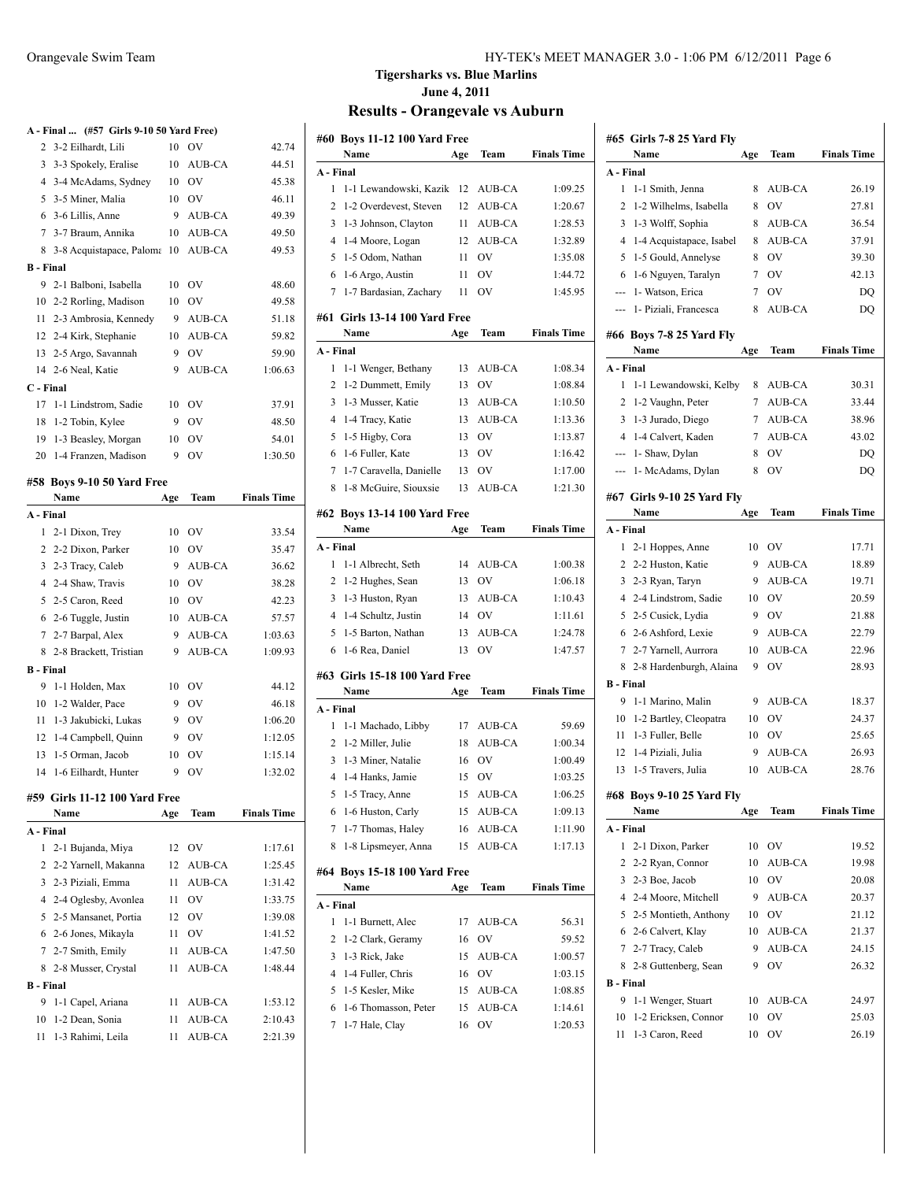**Tigersharks vs. Blue Marlins**

**June 4, 2011**

## Results - Orangevale vs Auburn

### A - Final ... (#57 Girls 9-10 50 Yard Free)

| | Name | Age | Team | Finals Time |
|---|---|---|---|---|
| 2 | 3-2 Eilhardt, Lili | 10 | OV | 42.74 |
| 3 | 3-3 Spokely, Eralise | 10 | AUB-CA | 44.51 |
| 4 | 3-4 McAdams, Sydney | 10 | OV | 45.38 |
| 5 | 3-5 Miner, Malia | 10 | OV | 46.11 |
| 6 | 3-6 Lillis, Anne | 9 | AUB-CA | 49.39 |
| 7 | 3-7 Braum, Annika | 10 | AUB-CA | 49.50 |
| 8 | 3-8 Acquistapace, Paloma | 10 | AUB-CA | 49.53 |
| **B - Final** | | | | |
| 9 | 2-1 Balboni, Isabella | 10 | OV | 48.60 |
| 10 | 2-2 Rorling, Madison | 10 | OV | 49.58 |
| 11 | 2-3 Ambrosia, Kennedy | 9 | AUB-CA | 51.18 |
| 12 | 2-4 Kirk, Stephanie | 10 | AUB-CA | 59.82 |
| 13 | 2-5 Argo, Savannah | 9 | OV | 59.90 |
| 14 | 2-6 Neal, Katie | 9 | AUB-CA | 1:06.63 |
| **C - Final** | | | | |
| 17 | 1-1 Lindstrom, Sadie | 10 | OV | 37.91 |
| 18 | 1-2 Tobin, Kylee | 9 | OV | 48.50 |
| 19 | 1-3 Beasley, Morgan | 10 | OV | 54.01 |
| 20 | 1-4 Franzen, Madison | 9 | OV | 1:30.50 |

### #58 Boys 9-10 50 Yard Free

| | Name | Age | Team | Finals Time |
|---|---|---|---|---|
| **A - Final** | | | | |
| 1 | 2-1 Dixon, Trey | 10 | OV | 33.54 |
| 2 | 2-2 Dixon, Parker | 10 | OV | 35.47 |
| 3 | 2-3 Tracy, Caleb | 9 | AUB-CA | 36.62 |
| 4 | 2-4 Shaw, Travis | 10 | OV | 38.28 |
| 5 | 2-5 Caron, Reed | 10 | OV | 42.23 |
| 6 | 2-6 Tuggle, Justin | 10 | AUB-CA | 57.57 |
| 7 | 2-7 Barpal, Alex | 9 | AUB-CA | 1:03.63 |
| 8 | 2-8 Brackett, Tristian | 9 | AUB-CA | 1:09.93 |
| **B - Final** | | | | |
| 9 | 1-1 Holden, Max | 10 | OV | 44.12 |
| 10 | 1-2 Walder, Pace | 9 | OV | 46.18 |
| 11 | 1-3 Jakubicki, Lukas | 9 | OV | 1:06.20 |
| 12 | 1-4 Campbell, Quinn | 9 | OV | 1:12.05 |
| 13 | 1-5 Orman, Jacob | 10 | OV | 1:15.14 |
| 14 | 1-6 Eilhardt, Hunter | 9 | OV | 1:32.02 |

### #59 Girls 11-12 100 Yard Free

| | Name | Age | Team | Finals Time |
|---|---|---|---|---|
| **A - Final** | | | | |
| 1 | 2-1 Bujanda, Miya | 12 | OV | 1:17.61 |
| 2 | 2-2 Yarnell, Makanna | 12 | AUB-CA | 1:25.45 |
| 3 | 2-3 Piziali, Emma | 11 | AUB-CA | 1:31.42 |
| 4 | 2-4 Oglesby, Avonlea | 11 | OV | 1:33.75 |
| 5 | 2-5 Mansanet, Portia | 12 | OV | 1:39.08 |
| 6 | 2-6 Jones, Mikayla | 11 | OV | 1:41.52 |
| 7 | 2-7 Smith, Emily | 11 | AUB-CA | 1:47.50 |
| 8 | 2-8 Musser, Crystal | 11 | AUB-CA | 1:48.44 |
| **B - Final** | | | | |
| 9 | 1-1 Capel, Ariana | 11 | AUB-CA | 1:53.12 |
| 10 | 1-2 Dean, Sonia | 11 | AUB-CA | 2:10.43 |
| 11 | 1-3 Rahimi, Leila | 11 | AUB-CA | 2:21.39 |

### #60 Boys 11-12 100 Yard Free

| | Name | Age | Team | Finals Time |
|---|---|---|---|---|
| **A - Final** | | | | |
| 1 | 1-1 Lewandowski, Kazik | 12 | AUB-CA | 1:09.25 |
| 2 | 1-2 Overdevest, Steven | 12 | AUB-CA | 1:20.67 |
| 3 | 1-3 Johnson, Clayton | 11 | AUB-CA | 1:28.53 |
| 4 | 1-4 Moore, Logan | 12 | AUB-CA | 1:32.89 |
| 5 | 1-5 Odom, Nathan | 11 | OV | 1:35.08 |
| 6 | 1-6 Argo, Austin | 11 | OV | 1:44.72 |
| 7 | 1-7 Bardasian, Zachary | 11 | OV | 1:45.95 |

### #61 Girls 13-14 100 Yard Free

| | Name | Age | Team | Finals Time |
|---|---|---|---|---|
| **A - Final** | | | | |
| 1 | 1-1 Wenger, Bethany | 13 | AUB-CA | 1:08.34 |
| 2 | 1-2 Dummett, Emily | 13 | OV | 1:08.84 |
| 3 | 1-3 Musser, Katie | 13 | AUB-CA | 1:10.50 |
| 4 | 1-4 Tracy, Katie | 13 | AUB-CA | 1:13.36 |
| 5 | 1-5 Higby, Cora | 13 | OV | 1:13.87 |
| 6 | 1-6 Fuller, Kate | 13 | OV | 1:16.42 |
| 7 | 1-7 Caravella, Danielle | 13 | OV | 1:17.00 |
| 8 | 1-8 McGuire, Siouxsie | 13 | AUB-CA | 1:21.30 |

### #62 Boys 13-14 100 Yard Free

| | Name | Age | Team | Finals Time |
|---|---|---|---|---|
| **A - Final** | | | | |
| 1 | 1-1 Albrecht, Seth | 14 | AUB-CA | 1:00.38 |
| 2 | 1-2 Hughes, Sean | 13 | OV | 1:06.18 |
| 3 | 1-3 Huston, Ryan | 13 | AUB-CA | 1:10.43 |
| 4 | 1-4 Schultz, Justin | 14 | OV | 1:11.61 |
| 5 | 1-5 Barton, Nathan | 13 | AUB-CA | 1:24.78 |
| 6 | 1-6 Rea, Daniel | 13 | OV | 1:47.57 |

### #63 Girls 15-18 100 Yard Free

| | Name | Age | Team | Finals Time |
|---|---|---|---|---|
| **A - Final** | | | | |
| 1 | 1-1 Machado, Libby | 17 | AUB-CA | 59.69 |
| 2 | 1-2 Miller, Julie | 18 | AUB-CA | 1:00.34 |
| 3 | 1-3 Miner, Natalie | 16 | OV | 1:00.49 |
| 4 | 1-4 Hanks, Jamie | 15 | OV | 1:03.25 |
| 5 | 1-5 Tracy, Anne | 15 | AUB-CA | 1:06.25 |
| 6 | 1-6 Huston, Carly | 15 | AUB-CA | 1:09.13 |
| 7 | 1-7 Thomas, Haley | 16 | AUB-CA | 1:11.90 |
| 8 | 1-8 Lipsmeyer, Anna | 15 | AUB-CA | 1:17.13 |

### #64 Boys 15-18 100 Yard Free

| | Name | Age | Team | Finals Time |
|---|---|---|---|---|
| **A - Final** | | | | |
| 1 | 1-1 Burnett, Alec | 17 | AUB-CA | 56.31 |
| 2 | 1-2 Clark, Geramy | 16 | OV | 59.52 |
| 3 | 1-3 Rick, Jake | 15 | AUB-CA | 1:00.57 |
| 4 | 1-4 Fuller, Chris | 16 | OV | 1:03.15 |
| 5 | 1-5 Kesler, Mike | 15 | AUB-CA | 1:08.85 |
| 6 | 1-6 Thomasson, Peter | 15 | AUB-CA | 1:14.61 |
| 7 | 1-7 Hale, Clay | 16 | OV | 1:20.53 |

### #65 Girls 7-8 25 Yard Fly

| | Name | Age | Team | Finals Time |
|---|---|---|---|---|
| **A - Final** | | | | |
| 1 | 1-1 Smith, Jenna | 8 | AUB-CA | 26.19 |
| 2 | 1-2 Wilhelms, Isabella | 8 | OV | 27.81 |
| 3 | 1-3 Wolff, Sophia | 8 | AUB-CA | 36.54 |
| 4 | 1-4 Acquistapace, Isabel | 8 | AUB-CA | 37.91 |
| 5 | 1-5 Gould, Annelyse | 8 | OV | 39.30 |
| 6 | 1-6 Nguyen, Taralyn | 7 | OV | 42.13 |
| --- | 1- Watson, Erica | 7 | OV | DQ |
| --- | 1- Piziali, Francesca | 8 | AUB-CA | DQ |

### #66 Boys 7-8 25 Yard Fly

| | Name | Age | Team | Finals Time |
|---|---|---|---|---|
| **A - Final** | | | | |
| 1 | 1-1 Lewandowski, Kelby | 8 | AUB-CA | 30.31 |
| 2 | 1-2 Vaughn, Peter | 7 | AUB-CA | 33.44 |
| 3 | 1-3 Jurado, Diego | 7 | AUB-CA | 38.96 |
| 4 | 1-4 Calvert, Kaden | 7 | AUB-CA | 43.02 |
| --- | 1- Shaw, Dylan | 8 | OV | DQ |
| --- | 1- McAdams, Dylan | 8 | OV | DQ |

### #67 Girls 9-10 25 Yard Fly

| | Name | Age | Team | Finals Time |
|---|---|---|---|---|
| **A - Final** | | | | |
| 1 | 2-1 Hoppes, Anne | 10 | OV | 17.71 |
| 2 | 2-2 Huston, Katie | 9 | AUB-CA | 18.89 |
| 3 | 2-3 Ryan, Taryn | 9 | AUB-CA | 19.71 |
| 4 | 2-4 Lindstrom, Sadie | 10 | OV | 20.59 |
| 5 | 2-5 Cusick, Lydia | 9 | OV | 21.88 |
| 6 | 2-6 Ashford, Lexie | 9 | AUB-CA | 22.79 |
| 7 | 2-7 Yarnell, Aurrora | 10 | AUB-CA | 22.96 |
| 8 | 2-8 Hardenburgh, Alaina | 9 | OV | 28.93 |
| **B - Final** | | | | |
| 9 | 1-1 Marino, Malin | 9 | AUB-CA | 18.37 |
| 10 | 1-2 Bartley, Cleopatra | 10 | OV | 24.37 |
| 11 | 1-3 Fuller, Belle | 10 | OV | 25.65 |
| 12 | 1-4 Piziali, Julia | 9 | AUB-CA | 26.93 |
| 13 | 1-5 Travers, Julia | 10 | AUB-CA | 28.76 |

### #68 Boys 9-10 25 Yard Fly

| | Name | Age | Team | Finals Time |
|---|---|---|---|---|
| **A - Final** | | | | |
| 1 | 2-1 Dixon, Parker | 10 | OV | 19.52 |
| 2 | 2-2 Ryan, Connor | 10 | AUB-CA | 19.98 |
| 3 | 2-3 Boe, Jacob | 10 | OV | 20.08 |
| 4 | 2-4 Moore, Mitchell | 9 | AUB-CA | 20.37 |
| 5 | 2-5 Montieth, Anthony | 10 | OV | 21.12 |
| 6 | 2-6 Calvert, Klay | 10 | AUB-CA | 21.37 |
| 7 | 2-7 Tracy, Caleb | 9 | AUB-CA | 24.15 |
| 8 | 2-8 Guttenberg, Sean | 9 | OV | 26.32 |
| **B - Final** | | | | |
| 9 | 1-1 Wenger, Stuart | 10 | AUB-CA | 24.97 |
| 10 | 1-2 Ericksen, Connor | 10 | OV | 25.03 |
| 11 | 1-3 Caron, Reed | 10 | OV | 26.19 |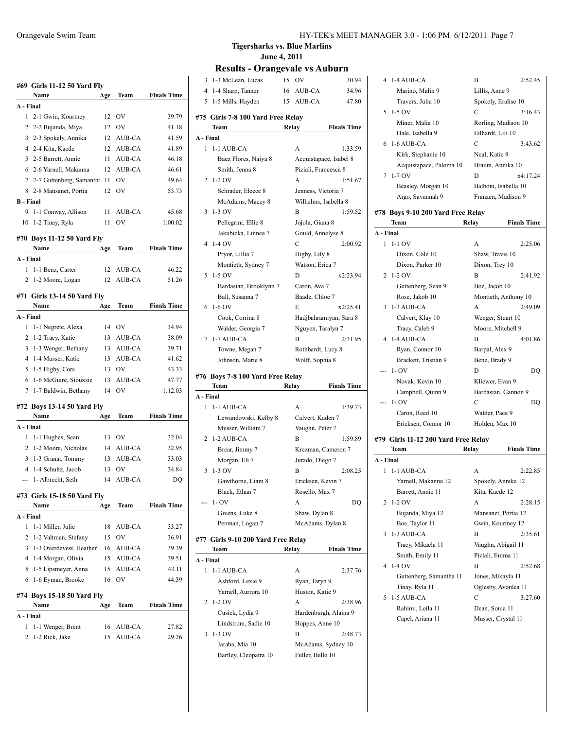# Tigersharks vs. Blue Marlins

**June 4, 2011**

## Results - Orangevale vs Auburn

### #69 Girls 11-12 50 Yard Fly

| | Name | Age | Team | Finals Time |
|---|---|---|---|---|
| **A - Final** | | | | |
| 1 | 2-1 Gwin, Kourtney | 12 | OV | 39.79 |
| 2 | 2-2 Bujanda, Miya | 12 | OV | 41.18 |
| 3 | 2-3 Spokely, Annika | 12 | AUB-CA | 41.59 |
| 4 | 2-4 Kita, Kaede | 12 | AUB-CA | 41.89 |
| 5 | 2-5 Barrett, Annie | 11 | AUB-CA | 46.18 |
| 6 | 2-6 Yarnell, Makanna | 12 | AUB-CA | 46.61 |
| 7 | 2-7 Guttenberg, Samantha | 11 | OV | 49.64 |
| 8 | 2-8 Mansanet, Portia | 12 | OV | 53.73 |
| **B - Final** | | | | |
| 9 | 1-1 Conway, Allison | 11 | AUB-CA | 45.68 |
| 10 | 1-2 Tinay, Ryla | 11 | OV | 1:00.02 |

### #70 Boys 11-12 50 Yard Fly

| | Name | Age | Team | Finals Time |
|---|---|---|---|---|
| **A - Final** | | | | |
| 1 | 1-1 Benz, Carter | 12 | AUB-CA | 46.22 |
| 2 | 1-2 Moore, Logan | 12 | AUB-CA | 51.26 |

### #71 Girls 13-14 50 Yard Fly

| | Name | Age | Team | Finals Time |
|---|---|---|---|---|
| **A - Final** | | | | |
| 1 | 1-1 Negrete, Alexa | 14 | OV | 34.94 |
| 2 | 1-2 Tracy, Katie | 13 | AUB-CA | 38.09 |
| 3 | 1-3 Wenger, Bethany | 13 | AUB-CA | 39.71 |
| 4 | 1-4 Musser, Katie | 13 | AUB-CA | 41.62 |
| 5 | 1-5 Higby, Cora | 13 | OV | 43.33 |
| 6 | 1-6 McGuire, Siouxsie | 13 | AUB-CA | 47.77 |
| 7 | 1-7 Baldwin, Bethany | 14 | OV | 1:12.03 |

### #72 Boys 13-14 50 Yard Fly

| | Name | Age | Team | Finals Time |
|---|---|---|---|---|
| **A - Final** | | | | |
| 1 | 1-1 Hughes, Sean | 13 | OV | 32.04 |
| 2 | 1-2 Moore, Nicholas | 14 | AUB-CA | 32.95 |
| 3 | 1-3 Granat, Tommy | 13 | AUB-CA | 33.03 |
| 4 | 1-4 Schultz, Jacob | 13 | OV | 34.84 |
| --- | 1- Albrecht, Seth | 14 | AUB-CA | DQ |

### #73 Girls 15-18 50 Yard Fly

| | Name | Age | Team | Finals Time |
|---|---|---|---|---|
| **A - Final** | | | | |
| 1 | 1-1 Miller, Julie | 18 | AUB-CA | 33.27 |
| 2 | 1-2 Valtman, Stefany | 15 | OV | 36.91 |
| 3 | 1-3 Overdevest, Heather | 16 | AUB-CA | 39.39 |
| 4 | 1-4 Morgan, Olivia | 15 | AUB-CA | 39.51 |
| 5 | 1-5 Lipsmeyer, Anna | 15 | AUB-CA | 43.11 |
| 6 | 1-6 Eyman, Brooke | 16 | OV | 44.39 |

### #74 Boys 15-18 50 Yard Fly

| | Name | Age | Team | Finals Time |
|---|---|---|---|---|
| **A - Final** | | | | |
| 1 | 1-1 Wenger, Brent | 16 | AUB-CA | 27.82 |
| 2 | 1-2 Rick, Jake | 15 | AUB-CA | 29.26 |
| 3 | 1-3 McLean, Lucas | 15 | OV | 30.94 |
| 4 | 1-4 Sharp, Tanner | 16 | AUB-CA | 34.96 |
| 5 | 1-5 Mills, Hayden | 15 | AUB-CA | 47.80 |

### #75 Girls 7-8 100 Yard Free Relay

| | Team | Relay | Finals Time |
|---|---|---|---|
| **A - Final** | | | |
| 1 | 1-1 AUB-CA | A | 1:33.59 |
| | Baez Flores, Naiya 8 | Acquistapace, Isabel 8 | |
| | Smith, Jenna 8 | Piziali, Francesca 8 | |
| 2 | 1-2 OV | A | 1:51.67 |
| | Schrader, Eleece 8 | Jenness, Victoria 7 | |
| | McAdams, Macey 8 | Wilhelms, Isabella 8 | |
| 3 | 1-3 OV | B | 1:59.52 |
| | Pellegrini, Ellie 8 | Jojola, Giana 8 | |
| | Jakubicka, Linnea 7 | Gould, Annelyse 8 | |
| 4 | 1-4 OV | C | 2:00.92 |
| | Pryor, Lillia 7 | Higby, Lily 8 | |
| | Montieth, Sydney 7 | Watson, Erica 7 | |
| 5 | 1-5 OV | D | x2:23.94 |
| | Bardasian, Brooklynn 7 | Caron, Ava 7 | |
| | Ball, Susanna 7 | Baade, Chloe 7 | |
| 6 | 1-6 OV | E | x2:25.41 |
| | Cook, Corrina 8 | Hadjbahramiyan, Sara 8 | |
| | Walder, Georgia 7 | Nguyen, Taralyn 7 | |
| 7 | 1-7 AUB-CA | B | 2:31.95 |
| | Towne, Megan 7 | Rothbardt, Lucy 8 | |
| | Johnson, Marie 8 | Wolff, Sophia 8 | |

### #76 Boys 7-8 100 Yard Free Relay

| | Team | Relay | Finals Time |
|---|---|---|---|
| **A - Final** | | | |
| 1 | 1-1 AUB-CA | A | 1:39.73 |
| | Lewandowski, Kelby 8 | Calvert, Kaden 7 | |
| | Musser, William 7 | Vaughn, Peter 7 | |
| 2 | 1-2 AUB-CA | B | 1:59.89 |
| | Brear, Jimmy 7 | Krezman, Cameron 7 | |
| | Morgan, Eli 7 | Jurado, Diego 7 | |
| 3 | 1-3 OV | B | 2:08.25 |
| | Gawthorne, Liam 8 | Ericksen, Kevin 7 | |
| | Black, Ethan 7 | Rosello, Max 7 | |
| --- | 1- OV | A | DQ |
| | Givens, Luke 8 | Shaw, Dylan 8 | |
| | Penman, Logan 7 | McAdams, Dylan 8 | |

### #77 Girls 9-10 200 Yard Free Relay

| | Team | Relay | Finals Time |
|---|---|---|---|
| **A - Final** | | | |
| 1 | 1-1 AUB-CA | A | 2:37.76 |
| | Ashford, Lexie 9 | Ryan, Taryn 9 | |
| | Yarnell, Aurrora 10 | Huston, Katie 9 | |
| 2 | 1-2 OV | A | 2:38.96 |
| | Cusick, Lydia 9 | Hardenburgh, Alaina 9 | |
| | Lindstrom, Sadie 10 | Hoppes, Anne 10 | |
| 3 | 1-3 OV | B | 2:48.73 |
| | Jaraba, Mia 10 | McAdams, Sydney 10 | |
| | Bartley, Cleopatra 10 | Fuller, Belle 10 | |
| 4 | 1-4 AUB-CA | B | 2:52.45 |
| | Marino, Malin 9 | Lillis, Anne 9 | |
| | Travers, Julia 10 | Spokely, Eralise 10 | |
| 5 | 1-5 OV | C | 3:16.43 |
| | Miner, Malia 10 | Rorling, Madison 10 | |
| | Hale, Isabella 9 | Eilhardt, Lili 10 | |
| 6 | 1-6 AUB-CA | C | 3:43.62 |
| | Kirk, Stephanie 10 | Neal, Katie 9 | |
| | Acquistapace, Paloma 10 | Braum, Annika 10 | |
| 7 | 1-7 OV | D | x4:17.24 |
| | Beasley, Morgan 10 | Balboni, Isabella 10 | |
| | Argo, Savannah 9 | Franzen, Madison 9 | |

### #78 Boys 9-10 200 Yard Free Relay

| | Team | Relay | Finals Time |
|---|---|---|---|
| **A - Final** | | | |
| 1 | 1-1 OV | A | 2:25.06 |
| | Dixon, Cole 10 | Shaw, Travis 10 | |
| | Dixon, Parker 10 | Dixon, Trey 10 | |
| 2 | 1-2 OV | B | 2:41.92 |
| | Guttenberg, Sean 9 | Boe, Jacob 10 | |
| | Rose, Jakob 10 | Montieth, Anthony 10 | |
| 3 | 1-3 AUB-CA | A | 2:49.09 |
| | Calvert, Klay 10 | Wenger, Stuart 10 | |
| | Tracy, Caleb 9 | Moore, Mitchell 9 | |
| 4 | 1-4 AUB-CA | B | 4:01.86 |
| | Ryan, Connor 10 | Barpal, Alex 9 | |
| | Brackett, Tristian 9 | Benz, Brady 9 | |
| --- | 1- OV | D | DQ |
| | Novak, Kevin 10 | Kliewer, Evan 9 | |
| | Campbell, Quinn 9 | Bardasian, Gannon 9 | |
| --- | 1- OV | C | DQ |
| | Caron, Reed 10 | Walder, Pace 9 | |
| | Ericksen, Connor 10 | Holden, Max 10 | |

### #79 Girls 11-12 200 Yard Free Relay

| | Team | Relay | Finals Time |
|---|---|---|---|
| **A - Final** | | | |
| 1 | 1-1 AUB-CA | A | 2:22.85 |
| | Yarnell, Makanna 12 | Spokely, Annika 12 | |
| | Barrett, Annie 11 | Kita, Kaede 12 | |
| 2 | 1-2 OV | A | 2:28.15 |
| | Bujanda, Miya 12 | Mansanet, Portia 12 | |
| | Boe, Taylor 11 | Gwin, Kourtney 12 | |
| 3 | 1-3 AUB-CA | B | 2:35.61 |
| | Tracy, Mikaela 11 | Vaughn, Abigail 11 | |
| | Smith, Emily 11 | Piziali, Emma 11 | |
| 4 | 1-4 OV | B | 2:52.68 |
| | Guttenberg, Samantha 11 | Jones, Mikayla 11 | |
| | Tinay, Ryla 11 | Oglesby, Avonlea 11 | |
| 5 | 1-5 AUB-CA | C | 3:27.60 |
| | Rahimi, Leila 11 | Dean, Sonia 11 | |
| | Capel, Ariana 11 | Musser, Crystal 11 | |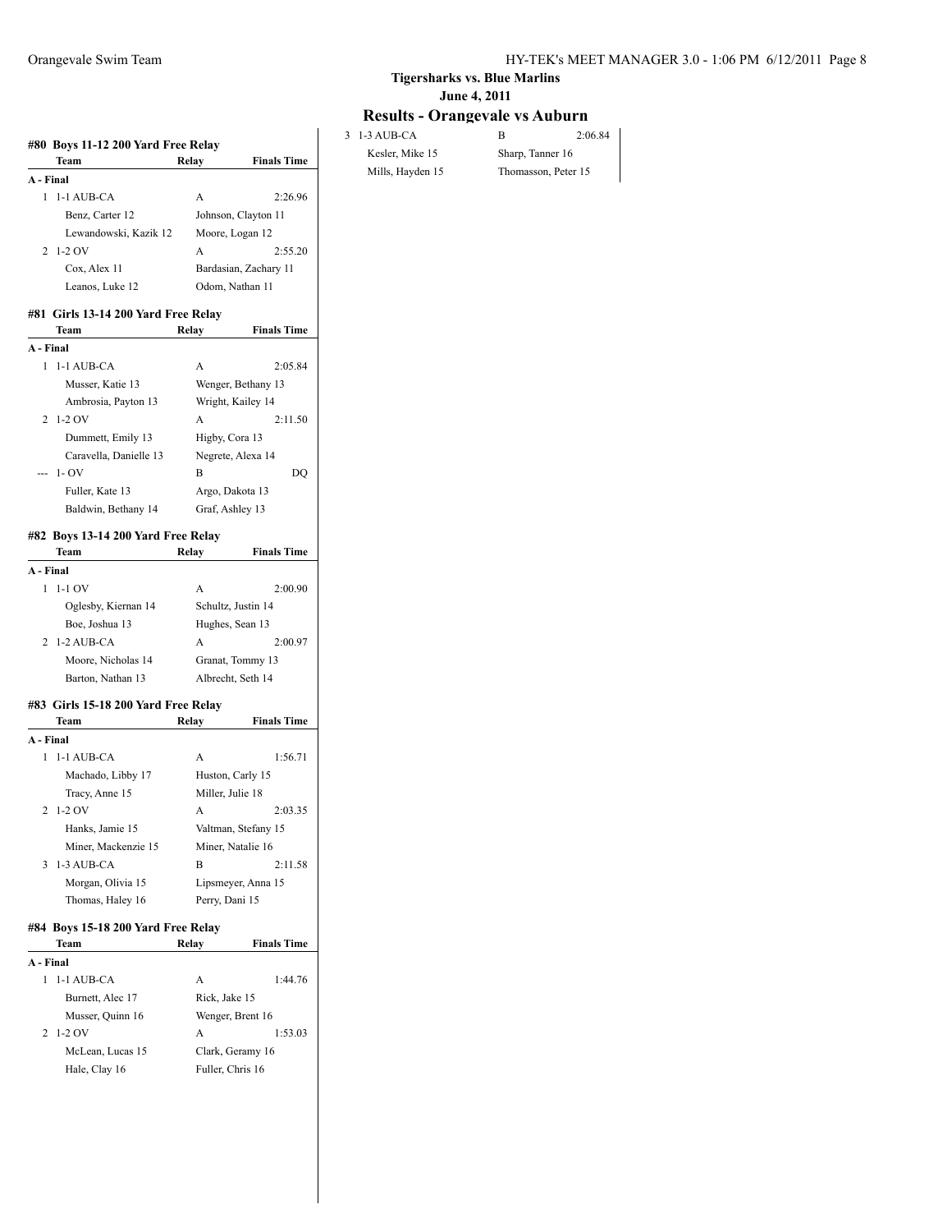## Tigersharks vs. Blue Marlins

**June 4, 2011**

## Results - Orangevale vs Auburn

### #80 Boys 11-12 200 Yard Free Relay

| | Team | Relay | Finals Time |
|---|---|---|---|
| **A - Final** | | | |
| 1 | 1-1 AUB-CA | A | 2:26.96 |
| | Benz, Carter 12 | Johnson, Clayton 11 | |
| | Lewandowski, Kazik 12 | Moore, Logan 12 | |
| 2 | 1-2 OV | A | 2:55.20 |
| | Cox, Alex 11 | Bardasian, Zachary 11 | |
| | Leanos, Luke 12 | Odom, Nathan 11 | |

### #81 Girls 13-14 200 Yard Free Relay

| | Team | Relay | Finals Time |
|---|---|---|---|
| **A - Final** | | | |
| 1 | 1-1 AUB-CA | A | 2:05.84 |
| | Musser, Katie 13 | Wenger, Bethany 13 | |
| | Ambrosia, Payton 13 | Wright, Kailey 14 | |
| 2 | 1-2 OV | A | 2:11.50 |
| | Dummett, Emily 13 | Higby, Cora 13 | |
| | Caravella, Danielle 13 | Negrete, Alexa 14 | |
| --- | 1- OV | B | DQ |
| | Fuller, Kate 13 | Argo, Dakota 13 | |
| | Baldwin, Bethany 14 | Graf, Ashley 13 | |

### #82 Boys 13-14 200 Yard Free Relay

| | Team | Relay | Finals Time |
|---|---|---|---|
| **A - Final** | | | |
| 1 | 1-1 OV | A | 2:00.90 |
| | Oglesby, Kiernan 14 | Schultz, Justin 14 | |
| | Boe, Joshua 13 | Hughes, Sean 13 | |
| 2 | 1-2 AUB-CA | A | 2:00.97 |
| | Moore, Nicholas 14 | Granat, Tommy 13 | |
| | Barton, Nathan 13 | Albrecht, Seth 14 | |

### #83 Girls 15-18 200 Yard Free Relay

| | Team | Relay | Finals Time |
|---|---|---|---|
| **A - Final** | | | |
| 1 | 1-1 AUB-CA | A | 1:56.71 |
| | Machado, Libby 17 | Huston, Carly 15 | |
| | Tracy, Anne 15 | Miller, Julie 18 | |
| 2 | 1-2 OV | A | 2:03.35 |
| | Hanks, Jamie 15 | Valtman, Stefany 15 | |
| | Miner, Mackenzie 15 | Miner, Natalie 16 | |
| 3 | 1-3 AUB-CA | B | 2:11.58 |
| | Morgan, Olivia 15 | Lipsmeyer, Anna 15 | |
| | Thomas, Haley 16 | Perry, Dani 15 | |

### #84 Boys 15-18 200 Yard Free Relay

| | Team | Relay | Finals Time |
|---|---|---|---|
| **A - Final** | | | |
| 1 | 1-1 AUB-CA | A | 1:44.76 |
| | Burnett, Alec 17 | Rick, Jake 15 | |
| | Musser, Quinn 16 | Wenger, Brent 16 | |
| 2 | 1-2 OV | A | 1:53.03 |
| | McLean, Lucas 15 | Clark, Geramy 16 | |
| | Hale, Clay 16 | Fuller, Chris 16 | |
| 3 | 1-3 AUB-CA | B | 2:06.84 |
| | Kesler, Mike 15 | Sharp, Tanner 16 | |
| | Mills, Hayden 15 | Thomasson, Peter 15 | |